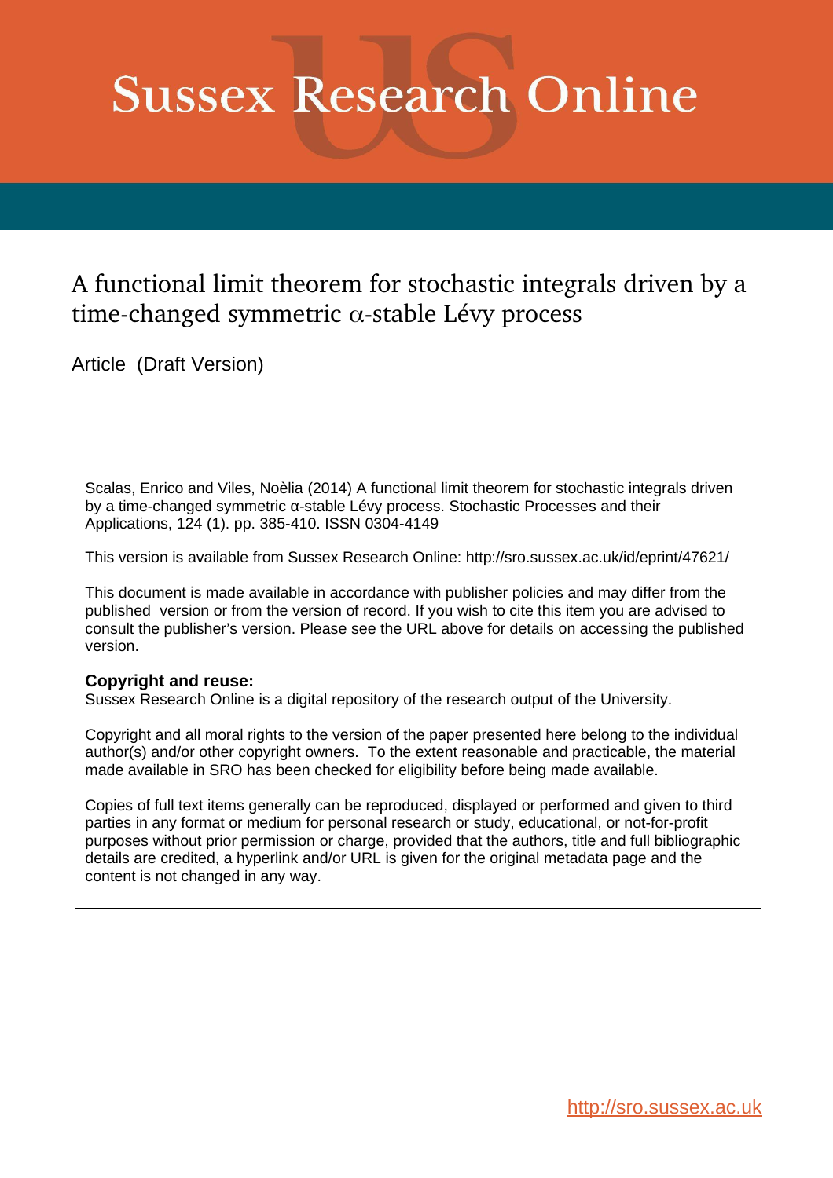# Sussex Research Online

## A functional limit theorem for stochastic integrals driven by a time-changed symmetric $\alpha$-stable Lévy process

Article (Draft Version)

Scalas, Enrico and Viles, Noèlia (2014) A functional limit theorem for stochastic integrals driven by a time-changed symmetric α-stable Lévy process. Stochastic Processes and their Applications, 124 (1). pp. 385-410. ISSN 0304-4149

This version is available from Sussex Research Online: http://sro.sussex.ac.uk/id/eprint/47621/

This document is made available in accordance with publisher policies and may differ from the published version or from the version of record. If you wish to cite this item you are advised to consult the publisher's version. Please see the URL above for details on accessing the published version.

**Copyright and reuse:**
Sussex Research Online is a digital repository of the research output of the University.

Copyright and all moral rights to the version of the paper presented here belong to the individual author(s) and/or other copyright owners. To the extent reasonable and practicable, the material made available in SRO has been checked for eligibility before being made available.

Copies of full text items generally can be reproduced, displayed or performed and given to third parties in any format or medium for personal research or study, educational, or not-for-profit purposes without prior permission or charge, provided that the authors, title and full bibliographic details are credited, a hyperlink and/or URL is given for the original metadata page and the content is not changed in any way.

http://sro.sussex.ac.uk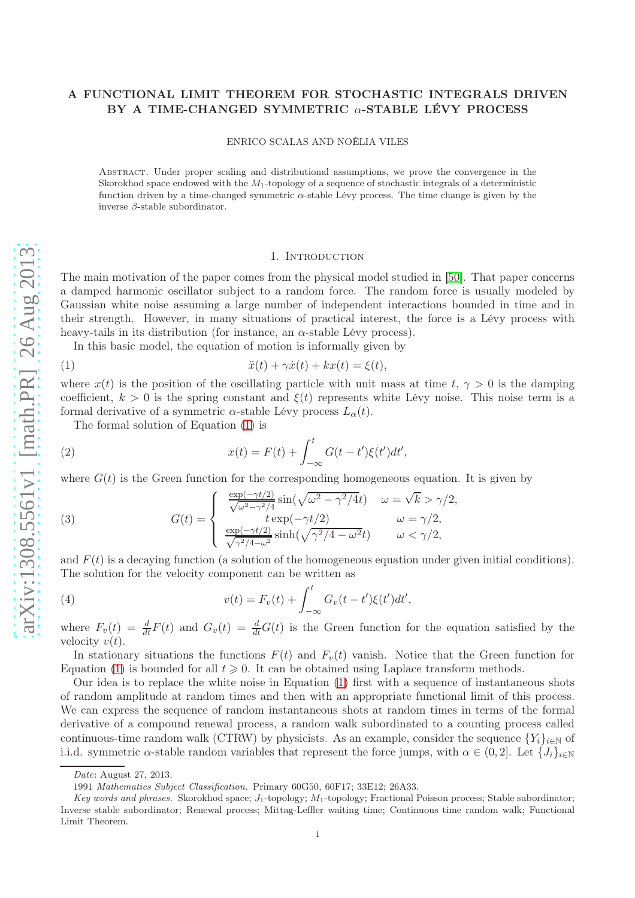# A FUNCTIONAL LIMIT THEOREM FOR STOCHASTIC INTEGRALS DRIVEN BY A TIME-CHANGED SYMMETRIC $\alpha$-STABLE LÉVY PROCESS

ENRICO SCALAS AND NOÈLIA VILES

Abstract. Under proper scaling and distributional assumptions, we prove the convergence in the Skorokhod space endowed with the $M_1$-topology of a sequence of stochastic integrals of a deterministic function driven by a time-changed symmetric $\alpha$-stable Lévy process. The time change is given by the inverse $\beta$-stable subordinator.

## 1. Introduction

The main motivation of the paper comes from the physical model studied in [50]. That paper concerns a damped harmonic oscillator subject to a random force. The random force is usually modeled by Gaussian white noise assuming a large number of independent interactions bounded in time and in their strength. However, in many situations of practical interest, the force is a Lévy process with heavy-tails in its distribution (for instance, an $\alpha$-stable Lévy process).

In this basic model, the equation of motion is informally given by

$$\ddot{x}(t) + \gamma \dot{x}(t) + kx(t) = \xi(t), \tag{1}$$

where $x(t)$ is the position of the oscillating particle with unit mass at time $t$, $\gamma > 0$ is the damping coefficient, $k > 0$ is the spring constant and $\xi(t)$ represents white Lévy noise. This noise term is a formal derivative of a symmetric $\alpha$-stable Lévy process $L_\alpha(t)$.

The formal solution of Equation (1) is

$$x(t) = F(t) + \int_{-\infty}^{t} G(t-t')\xi(t')dt', \tag{2}$$

where $G(t)$ is the Green function for the corresponding homogeneous equation. It is given by

$$G(t) = \begin{cases} \frac{\exp(-\gamma t/2)}{\sqrt{\omega^2-\gamma^2/4}} \sin(\sqrt{\omega^2-\gamma^2/4}\,t) & \omega = \sqrt{k} > \gamma/2, \\ t\exp(-\gamma t/2) & \omega = \gamma/2, \\ \frac{\exp(-\gamma t/2)}{\sqrt{\gamma^2/4-\omega^2}} \sinh(\sqrt{\gamma^2/4-\omega^2}\,t) & \omega < \gamma/2, \end{cases} \tag{3}$$

and $F(t)$ is a decaying function (a solution of the homogeneous equation under given initial conditions). The solution for the velocity component can be written as

$$v(t) = F_v(t) + \int_{-\infty}^{t} G_v(t-t')\xi(t')dt', \tag{4}$$

where $F_v(t) = \frac{d}{dt}F(t)$ and $G_v(t) = \frac{d}{dt}G(t)$ is the Green function for the equation satisfied by the velocity $v(t)$.

In stationary situations the functions $F(t)$ and $F_v(t)$ vanish. Notice that the Green function for Equation (1) is bounded for all $t \geqslant 0$. It can be obtained using Laplace transform methods.

Our idea is to replace the white noise in Equation (1) first with a sequence of instantaneous shots of random amplitude at random times and then with an appropriate functional limit of this process. We can express the sequence of random instantaneous shots at random times in terms of the formal derivative of a compound renewal process, a random walk subordinated to a counting process called continuous-time random walk (CTRW) by physicists. As an example, consider the sequence $\{Y_i\}_{i\in\mathbb{N}}$ of i.i.d. symmetric $\alpha$-stable random variables that represent the force jumps, with $\alpha \in (0, 2]$. Let $\{J_i\}_{i\in\mathbb{N}}$

Date: August 27, 2013.

1991 *Mathematics Subject Classification.* Primary 60G50, 60F17; 33E12; 26A33.

*Key words and phrases.* Skorokhod space; $J_1$-topology; $M_1$-topology; Fractional Poisson process; Stable subordinator; Inverse stable subordinator; Renewal process; Mittag-Leffler waiting time; Continuous time random walk; Functional Limit Theorem.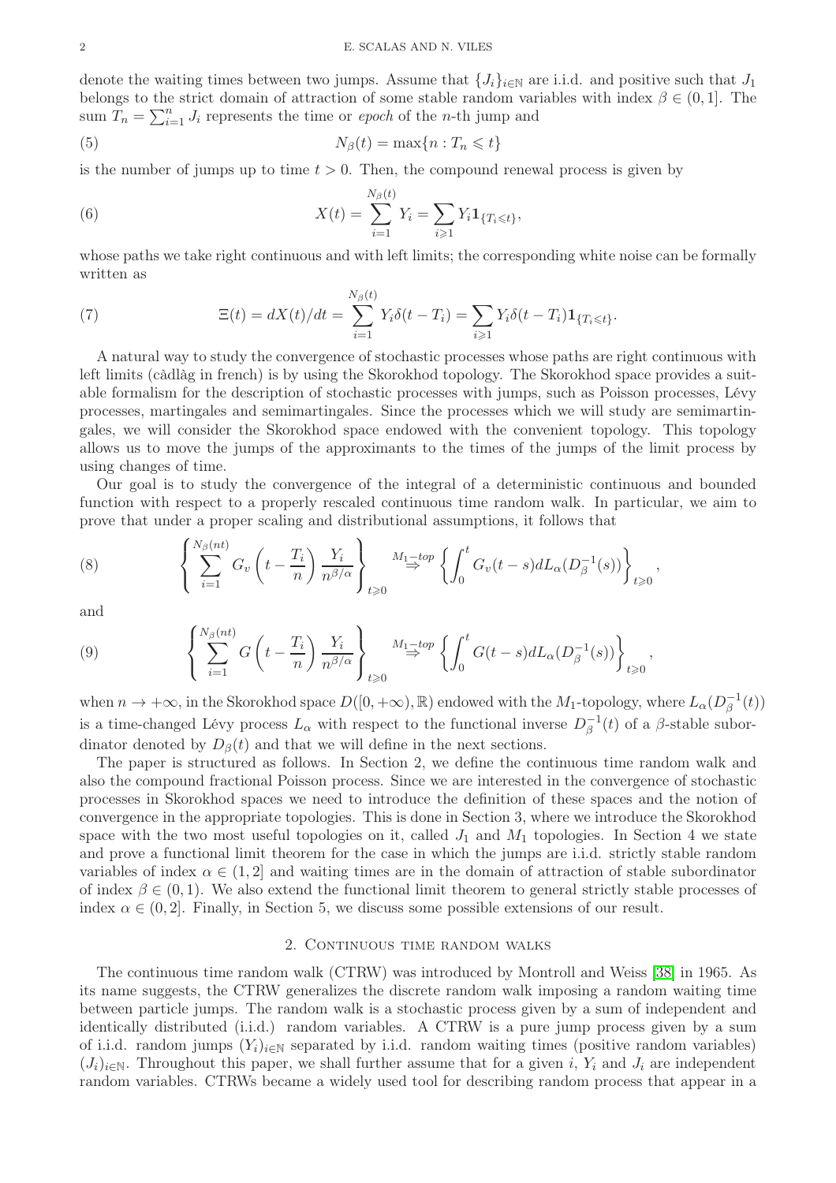denote the waiting times between two jumps. Assume that $\{J_i\}_{i\in\mathbb{N}}$ are i.i.d. and positive such that $J_1$ belongs to the strict domain of attraction of some stable random variables with index $\beta \in (0,1]$. The sum $T_n = \sum_{i=1}^n J_i$ represents the time or *epoch* of the $n$-th jump and

$$N_\beta(t) = \max\{n : T_n \leqslant t\} \tag{5}$$

is the number of jumps up to time $t > 0$. Then, the compound renewal process is given by

$$X(t) = \sum_{i=1}^{N_\beta(t)} Y_i = \sum_{i\geqslant 1} Y_i \mathbf{1}_{\{T_i \leqslant t\}}, \tag{6}$$

whose paths we take right continuous and with left limits; the corresponding white noise can be formally written as

$$\Xi(t) = dX(t)/dt = \sum_{i=1}^{N_\beta(t)} Y_i \delta(t - T_i) = \sum_{i\geqslant 1} Y_i \delta(t - T_i) \mathbf{1}_{\{T_i \leqslant t\}}. \tag{7}$$

A natural way to study the convergence of stochastic processes whose paths are right continuous with left limits (càdlàg in french) is by using the Skorokhod topology. The Skorokhod space provides a suitable formalism for the description of stochastic processes with jumps, such as Poisson processes, Lévy processes, martingales and semimartingales. Since the processes which we will study are semimartingales, we will consider the Skorokhod space endowed with the convenient topology. This topology allows us to move the jumps of the approximants to the times of the jumps of the limit process by using changes of time.

Our goal is to study the convergence of the integral of a deterministic continuous and bounded function with respect to a properly rescaled continuous time random walk. In particular, we aim to prove that under a proper scaling and distributional assumptions, it follows that

$$\left\{ \sum_{i=1}^{N_\beta(nt)} G_v\left(t - \frac{T_i}{n}\right) \frac{Y_i}{n^{\beta/\alpha}} \right\}_{t\geqslant 0} \overset{M_1-top}{\Rightarrow} \left\{ \int_0^t G_v(t-s) dL_\alpha(D_\beta^{-1}(s)) \right\}_{t\geqslant 0}, \tag{8}$$

and

$$\left\{ \sum_{i=1}^{N_\beta(nt)} G\left(t - \frac{T_i}{n}\right) \frac{Y_i}{n^{\beta/\alpha}} \right\}_{t\geqslant 0} \overset{M_1-top}{\Rightarrow} \left\{ \int_0^t G(t-s) dL_\alpha(D_\beta^{-1}(s)) \right\}_{t\geqslant 0}, \tag{9}$$

when $n \to +\infty$, in the Skorokhod space $D([0,+\infty),\mathbb{R})$ endowed with the $M_1$-topology, where $L_\alpha(D_\beta^{-1}(t))$ is a time-changed Lévy process $L_\alpha$ with respect to the functional inverse $D_\beta^{-1}(t)$ of a $\beta$-stable subordinator denoted by $D_\beta(t)$ and that we will define in the next sections.

The paper is structured as follows. In Section 2, we define the continuous time random walk and also the compound fractional Poisson process. Since we are interested in the convergence of stochastic processes in Skorokhod spaces we need to introduce the definition of these spaces and the notion of convergence in the appropriate topologies. This is done in Section 3, where we introduce the Skorokhod space with the two most useful topologies on it, called $J_1$ and $M_1$ topologies. In Section 4 we state and prove a functional limit theorem for the case in which the jumps are i.i.d. strictly stable random variables of index $\alpha \in (1,2]$ and waiting times are in the domain of attraction of stable subordinator of index $\beta \in (0,1)$. We also extend the functional limit theorem to general strictly stable processes of index $\alpha \in (0,2]$. Finally, in Section 5, we discuss some possible extensions of our result.

## 2. Continuous time random walks

The continuous time random walk (CTRW) was introduced by Montroll and Weiss [38] in 1965. As its name suggests, the CTRW generalizes the discrete random walk imposing a random waiting time between particle jumps. The random walk is a stochastic process given by a sum of independent and identically distributed (i.i.d.) random variables. A CTRW is a pure jump process given by a sum of i.i.d. random jumps $(Y_i)_{i\in\mathbb{N}}$ separated by i.i.d. random waiting times (positive random variables) $(J_i)_{i\in\mathbb{N}}$. Throughout this paper, we shall further assume that for a given $i$, $Y_i$ and $J_i$ are independent random variables. CTRWs became a widely used tool for describing random process that appear in a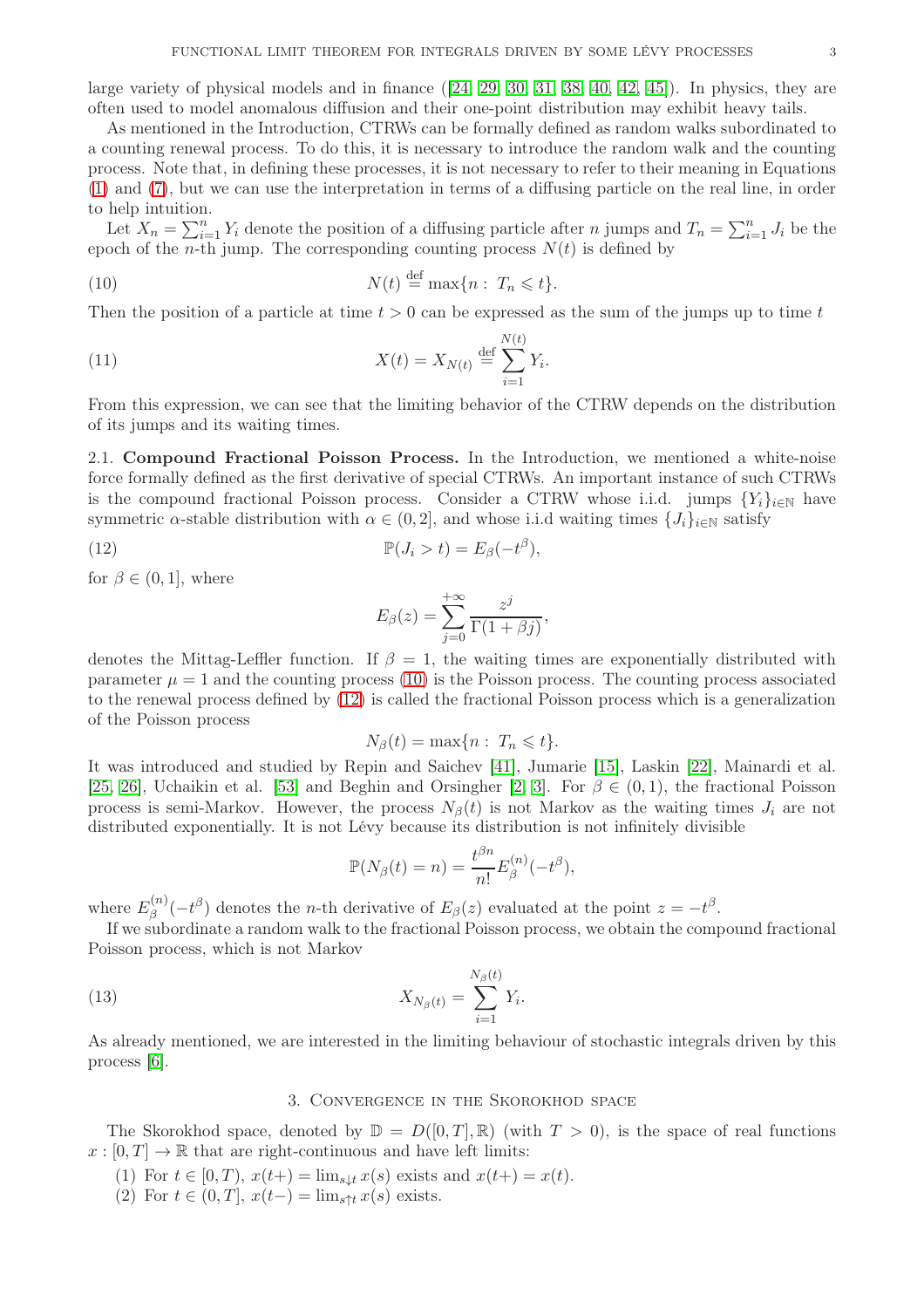large variety of physical models and in finance ([24, 29, 30, 31, 38, 40, 42, 45]). In physics, they are often used to model anomalous diffusion and their one-point distribution may exhibit heavy tails.

As mentioned in the Introduction, CTRWs can be formally defined as random walks subordinated to a counting renewal process. To do this, it is necessary to introduce the random walk and the counting process. Note that, in defining these processes, it is not necessary to refer to their meaning in Equations (1) and (7), but we can use the interpretation in terms of a diffusing particle on the real line, in order to help intuition.

Let $X_n = \sum_{i=1}^{n} Y_i$ denote the position of a diffusing particle after $n$ jumps and $T_n = \sum_{i=1}^{n} J_i$ be the epoch of the $n$-th jump. The corresponding counting process $N(t)$ is defined by

$$N(t) \stackrel{\text{def}}{=} \max\{n : \ T_n \leqslant t\}. \tag{10}$$

Then the position of a particle at time $t > 0$ can be expressed as the sum of the jumps up to time $t$

$$X(t) = X_{N(t)} \stackrel{\text{def}}{=} \sum_{i=1}^{N(t)} Y_i. \tag{11}$$

From this expression, we can see that the limiting behavior of the CTRW depends on the distribution of its jumps and its waiting times.

2.1. **Compound Fractional Poisson Process.** In the Introduction, we mentioned a white-noise force formally defined as the first derivative of special CTRWs. An important instance of such CTRWs is the compound fractional Poisson process. Consider a CTRW whose i.i.d. jumps $\{Y_i\}_{i\in\mathbb{N}}$ have symmetric $\alpha$-stable distribution with $\alpha \in (0, 2]$, and whose i.i.d waiting times $\{J_i\}_{i\in\mathbb{N}}$ satisfy

$$\mathbb{P}(J_i > t) = E_\beta(-t^\beta), \tag{12}$$

for $\beta \in (0, 1]$, where

$$E_\beta(z) = \sum_{j=0}^{+\infty} \frac{z^j}{\Gamma(1 + \beta j)},$$

denotes the Mittag-Leffler function. If $\beta = 1$, the waiting times are exponentially distributed with parameter $\mu = 1$ and the counting process (10) is the Poisson process. The counting process associated to the renewal process defined by (12) is called the fractional Poisson process which is a generalization of the Poisson process

$$N_\beta(t) = \max\{n : \ T_n \leqslant t\}.$$

It was introduced and studied by Repin and Saichev [41], Jumarie [15], Laskin [22], Mainardi et al. [25, 26], Uchaikin et al. [53] and Beghin and Orsingher [2, 3]. For $\beta \in (0, 1)$, the fractional Poisson process is semi-Markov. However, the process $N_\beta(t)$ is not Markov as the waiting times $J_i$ are not distributed exponentially. It is not Lévy because its distribution is not infinitely divisible

$$\mathbb{P}(N_\beta(t) = n) = \frac{t^{\beta n}}{n!} E_\beta^{(n)}(-t^\beta),$$

where $E_\beta^{(n)}(-t^\beta)$ denotes the $n$-th derivative of $E_\beta(z)$ evaluated at the point $z = -t^\beta$.

If we subordinate a random walk to the fractional Poisson process, we obtain the compound fractional Poisson process, which is not Markov

$$X_{N_\beta(t)} = \sum_{i=1}^{N_\beta(t)} Y_i. \tag{13}$$

As already mentioned, we are interested in the limiting behaviour of stochastic integrals driven by this process [6].

## 3. Convergence in the Skorokhod Space

The Skorokhod space, denoted by $\mathbb{D} = D([0, T], \mathbb{R})$ (with $T > 0$), is the space of real functions $x : [0, T] \to \mathbb{R}$ that are right-continuous and have left limits:

1. For $t \in [0, T)$, $x(t+) = \lim_{s\downarrow t} x(s)$ exists and $x(t+) = x(t)$.
2. For $t \in (0, T]$, $x(t-) = \lim_{s\uparrow t} x(s)$ exists.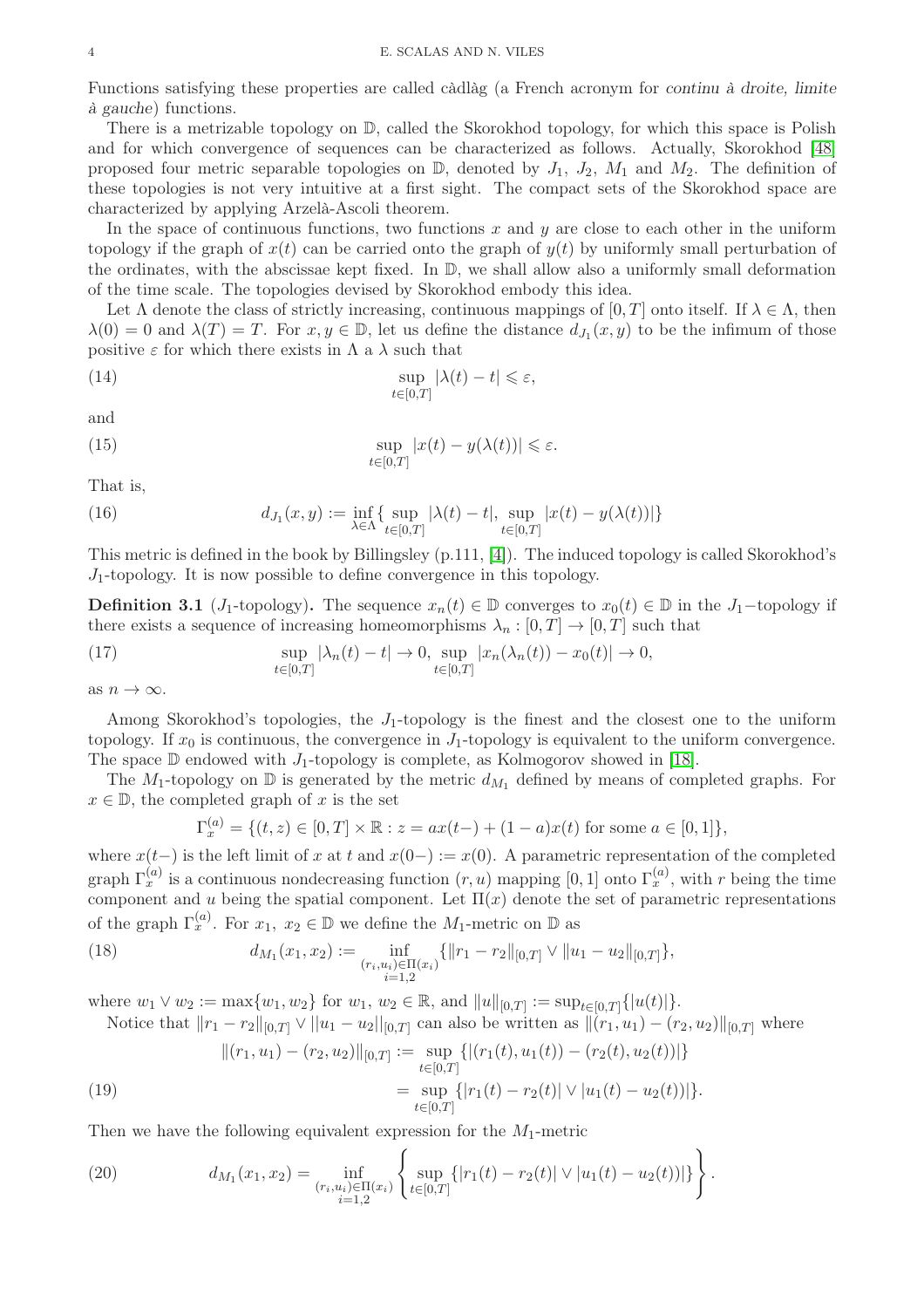Functions satisfying these properties are called càdlàg (a French acronym for *continu à droite, limite à gauche*) functions.

There is a metrizable topology on $\mathbb{D}$, called the Skorokhod topology, for which this space is Polish and for which convergence of sequences can be characterized as follows. Actually, Skorokhod [48] proposed four metric separable topologies on $\mathbb{D}$, denoted by $J_1$, $J_2$, $M_1$ and $M_2$. The definition of these topologies is not very intuitive at a first sight. The compact sets of the Skorokhod space are characterized by applying Arzelà-Ascoli theorem.

In the space of continuous functions, two functions $x$ and $y$ are close to each other in the uniform topology if the graph of $x(t)$ can be carried onto the graph of $y(t)$ by uniformly small perturbation of the ordinates, with the abscissae kept fixed. In $\mathbb{D}$, we shall allow also a uniformly small deformation of the time scale. The topologies devised by Skorokhod embody this idea.

Let $\Lambda$ denote the class of strictly increasing, continuous mappings of $[0, T]$ onto itself. If $\lambda \in \Lambda$, then $\lambda(0) = 0$ and $\lambda(T) = T$. For $x, y \in \mathbb{D}$, let us define the distance $d_{J_1}(x, y)$ to be the infimum of those positive $\varepsilon$ for which there exists in $\Lambda$ a $\lambda$ such that

$$\sup_{t\in[0,T]} |\lambda(t) - t| \leqslant \varepsilon, \tag{14}$$

and

$$\sup_{t\in[0,T]} |x(t) - y(\lambda(t))| \leqslant \varepsilon. \tag{15}$$

That is,

$$d_{J_1}(x, y) := \inf_{\lambda\in\Lambda} \{ \sup_{t\in[0,T]} |\lambda(t) - t|, \sup_{t\in[0,T]} |x(t) - y(\lambda(t))|\} \tag{16}$$

This metric is defined in the book by Billingsley (p.111, [4]). The induced topology is called Skorokhod's $J_1$-topology. It is now possible to define convergence in this topology.

**Definition 3.1** ($J_1$-topology)**.** The sequence $x_n(t) \in \mathbb{D}$ converges to $x_0(t) \in \mathbb{D}$ in the $J_1-$topology if there exists a sequence of increasing homeomorphisms $\lambda_n : [0, T] \to [0, T]$ such that

$$\sup_{t\in[0,T]} |\lambda_n(t) - t| \to 0, \sup_{t\in[0,T]} |x_n(\lambda_n(t)) - x_0(t)| \to 0, \tag{17}$$

as $n \to \infty$.

Among Skorokhod's topologies, the $J_1$-topology is the finest and the closest one to the uniform topology. If $x_0$ is continuous, the convergence in $J_1$-topology is equivalent to the uniform convergence. The space $\mathbb{D}$ endowed with $J_1$-topology is complete, as Kolmogorov showed in [18].

The $M_1$-topology on $\mathbb{D}$ is generated by the metric $d_{M_1}$ defined by means of completed graphs. For $x \in \mathbb{D}$, the completed graph of $x$ is the set

$$\Gamma^{(a)}_x = \{(t, z) \in [0, T] \times \mathbb{R} : z = ax(t-) + (1 - a)x(t) \text{ for some } a \in [0, 1]\},$$

where $x(t-)$ is the left limit of $x$ at $t$ and $x(0-) := x(0)$. A parametric representation of the completed graph $\Gamma^{(a)}_x$ is a continuous nondecreasing function $(r, u)$ mapping $[0, 1]$ onto $\Gamma^{(a)}_x$, with $r$ being the time component and $u$ being the spatial component. Let $\Pi(x)$ denote the set of parametric representations of the graph $\Gamma^{(a)}_x$. For $x_1,\ x_2 \in \mathbb{D}$ we define the $M_1$-metric on $\mathbb{D}$ as

$$d_{M_1}(x_1, x_2) := \inf_{\substack{(r_i,u_i)\in\Pi(x_i)\\ i=1,2}} \{\|r_1 - r_2\|_{[0,T]} \vee \|u_1 - u_2\|_{[0,T]}\}, \tag{18}$$

where $w_1 \vee w_2 := \max\{w_1, w_2\}$ for $w_1,\ w_2 \in \mathbb{R}$, and $\|u\|_{[0,T]} := \sup_{t\in[0,T]}\{|u(t)|\}$.

Notice that $\|r_1 - r_2\|_{[0,T]} \vee ||u_1 - u_2||_{[0,T]}$ can also be written as $\|(r_1, u_1) - (r_2, u_2)\|_{[0,T]}$ where

$$\begin{aligned} \|(r_1, u_1) - (r_2, u_2)\|_{[0,T]} &:= \sup_{t\in[0,T]} \{|(r_1(t), u_1(t)) - (r_2(t), u_2(t))|\} \\ &= \sup_{t\in[0,T]} \{|r_1(t) - r_2(t)| \vee |u_1(t) - u_2(t))|\}. \end{aligned} \tag{19}$$

Then we have the following equivalent expression for the $M_1$-metric

$$d_{M_1}(x_1, x_2) = \inf_{\substack{(r_i,u_i)\in\Pi(x_i)\\ i=1,2}} \left\{ \sup_{t\in[0,T]} \{|r_1(t) - r_2(t)| \vee |u_1(t) - u_2(t))|\} \right\}. \tag{20}$$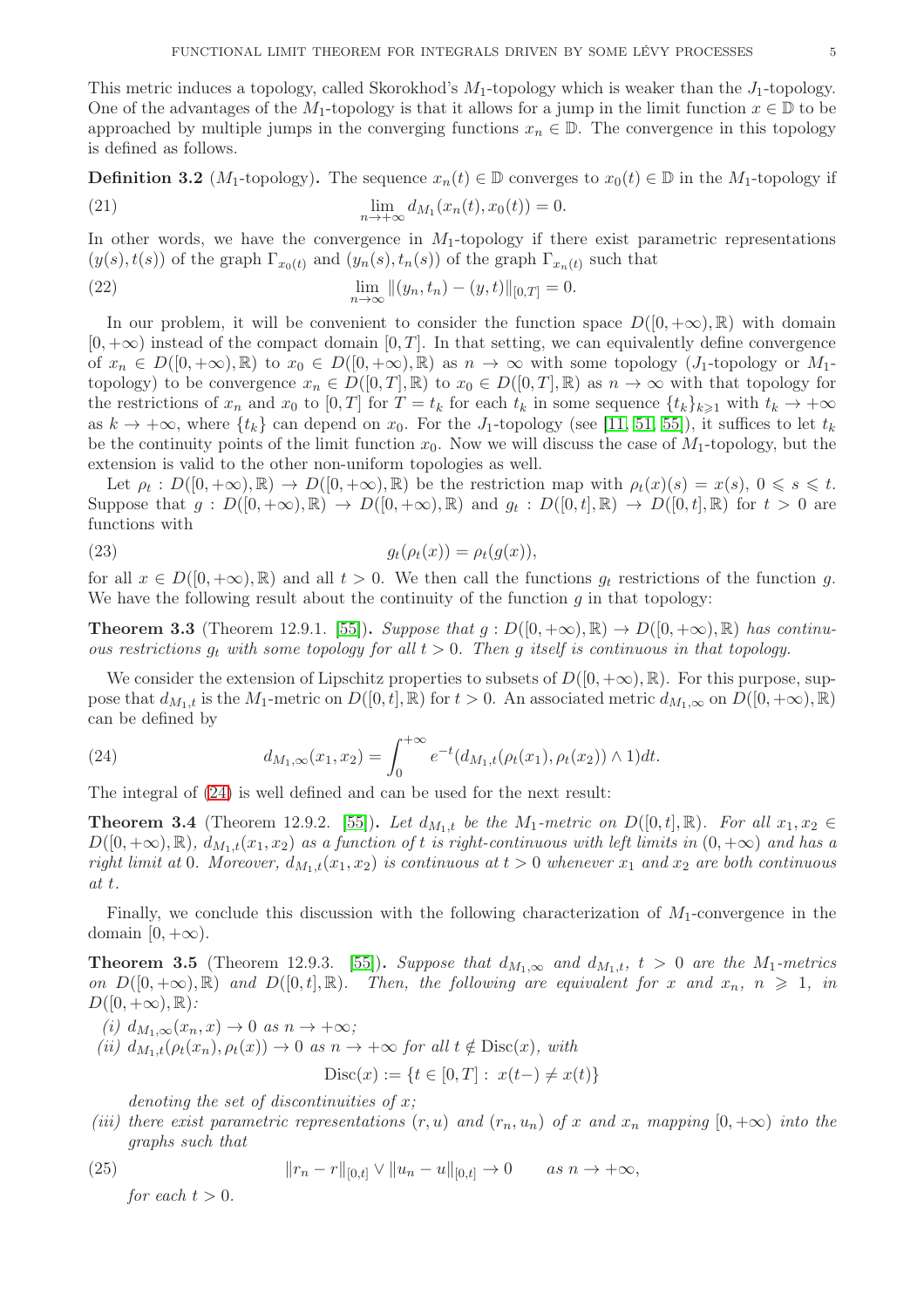This metric induces a topology, called Skorokhod's $M_1$-topology which is weaker than the $J_1$-topology. One of the advantages of the $M_1$-topology is that it allows for a jump in the limit function $x \in \mathbb{D}$ to be approached by multiple jumps in the converging functions $x_n \in \mathbb{D}$. The convergence in this topology is defined as follows.

**Definition 3.2** ($M_1$-topology)**.** The sequence $x_n(t) \in \mathbb{D}$ converges to $x_0(t) \in \mathbb{D}$ in the $M_1$-topology if

$$\lim_{n\to+\infty} d_{M_1}(x_n(t), x_0(t)) = 0. \tag{21}$$

In other words, we have the convergence in $M_1$-topology if there exist parametric representations $(y(s), t(s))$ of the graph $\Gamma_{x_0(t)}$ and $(y_n(s), t_n(s))$ of the graph $\Gamma_{x_n(t)}$ such that

$$\lim_{n\to\infty} \|(y_n, t_n) - (y, t)\|_{[0,T]} = 0. \tag{22}$$

In our problem, it will be convenient to consider the function space $D([0, +\infty), \mathbb{R})$ with domain $[0, +\infty)$ instead of the compact domain $[0, T]$. In that setting, we can equivalently define convergence of $x_n \in D([0, +\infty), \mathbb{R})$ to $x_0 \in D([0, +\infty), \mathbb{R})$ as $n \to \infty$ with some topology ($J_1$-topology or $M_1$-topology) to be convergence $x_n \in D([0, T], \mathbb{R})$ to $x_0 \in D([0, T], \mathbb{R})$ as $n \to \infty$ with that topology for the restrictions of $x_n$ and $x_0$ to $[0, T]$ for $T = t_k$ for each $t_k$ in some sequence $\{t_k\}_{k\geqslant 1}$ with $t_k \to +\infty$ as $k \to +\infty$, where $\{t_k\}$ can depend on $x_0$. For the $J_1$-topology (see [11, 51, 55]), it suffices to let $t_k$ be the continuity points of the limit function $x_0$. Now we will discuss the case of $M_1$-topology, but the extension is valid to the other non-uniform topologies as well.

Let $\rho_t : D([0, +\infty), \mathbb{R}) \to D([0, +\infty), \mathbb{R})$ be the restriction map with $\rho_t(x)(s) = x(s)$, $0 \leqslant s \leqslant t$. Suppose that $g : D([0, +\infty), \mathbb{R}) \to D([0, +\infty), \mathbb{R})$ and $g_t : D([0, t], \mathbb{R}) \to D([0, t], \mathbb{R})$ for $t > 0$ are functions with

$$g_t(\rho_t(x)) = \rho_t(g(x)), \tag{23}$$

for all $x \in D([0, +\infty), \mathbb{R})$ and all $t > 0$. We then call the functions $g_t$ restrictions of the function $g$. We have the following result about the continuity of the function $g$ in that topology:

**Theorem 3.3** (Theorem 12.9.1. [55])**.** *Suppose that $g : D([0, +\infty), \mathbb{R}) \to D([0, +\infty), \mathbb{R})$ has continuous restrictions $g_t$ with some topology for all $t > 0$. Then $g$ itself is continuous in that topology.*

We consider the extension of Lipschitz properties to subsets of $D([0, +\infty), \mathbb{R})$. For this purpose, suppose that $d_{M_1,t}$ is the $M_1$-metric on $D([0, t], \mathbb{R})$ for $t > 0$. An associated metric $d_{M_1,\infty}$ on $D([0, +\infty), \mathbb{R})$ can be defined by

$$d_{M_1,\infty}(x_1, x_2) = \int_0^{+\infty} e^{-t}(d_{M_1,t}(\rho_t(x_1), \rho_t(x_2)) \wedge 1)dt. \tag{24}$$

The integral of (24) is well defined and can be used for the next result:

**Theorem 3.4** (Theorem 12.9.2. [55])**.** *Let $d_{M_1,t}$ be the $M_1$-metric on $D([0, t], \mathbb{R})$. For all $x_1, x_2 \in D([0, +\infty), \mathbb{R})$, $d_{M_1,t}(x_1, x_2)$ as a function of $t$ is right-continuous with left limits in $(0, +\infty)$ and has a right limit at $0$. Moreover, $d_{M_1,t}(x_1, x_2)$ is continuous at $t > 0$ whenever $x_1$ and $x_2$ are both continuous at $t$.*

Finally, we conclude this discussion with the following characterization of $M_1$-convergence in the domain $[0, +\infty)$.

**Theorem 3.5** (Theorem 12.9.3. [55])**.** *Suppose that $d_{M_1,\infty}$ and $d_{M_1,t}$, $t > 0$ are the $M_1$-metrics on $D([0, +\infty), \mathbb{R})$ and $D([0, t], \mathbb{R})$. Then, the following are equivalent for $x$ and $x_n$, $n \geqslant 1$, in $D([0, +\infty), \mathbb{R})$:*

*(i) $d_{M_1,\infty}(x_n, x) \to 0$ as $n \to +\infty$;*

*(ii) $d_{M_1,t}(\rho_t(x_n), \rho_t(x)) \to 0$ as $n \to +\infty$ for all $t \notin \mathrm{Disc}(x)$, with*

$$\mathrm{Disc}(x) := \{t \in [0, T] : x(t-) \neq x(t)\}$$

*denoting the set of discontinuities of $x$;*

*(iii) there exist parametric representations $(r, u)$ and $(r_n, u_n)$ of $x$ and $x_n$ mapping $[0, +\infty)$ into the graphs such that*

$$\|r_n - r\|_{[0,t]} \vee \|u_n - u\|_{[0,t]} \to 0 \qquad \text{as } n \to +\infty, \tag{25}$$

*for each $t > 0$.*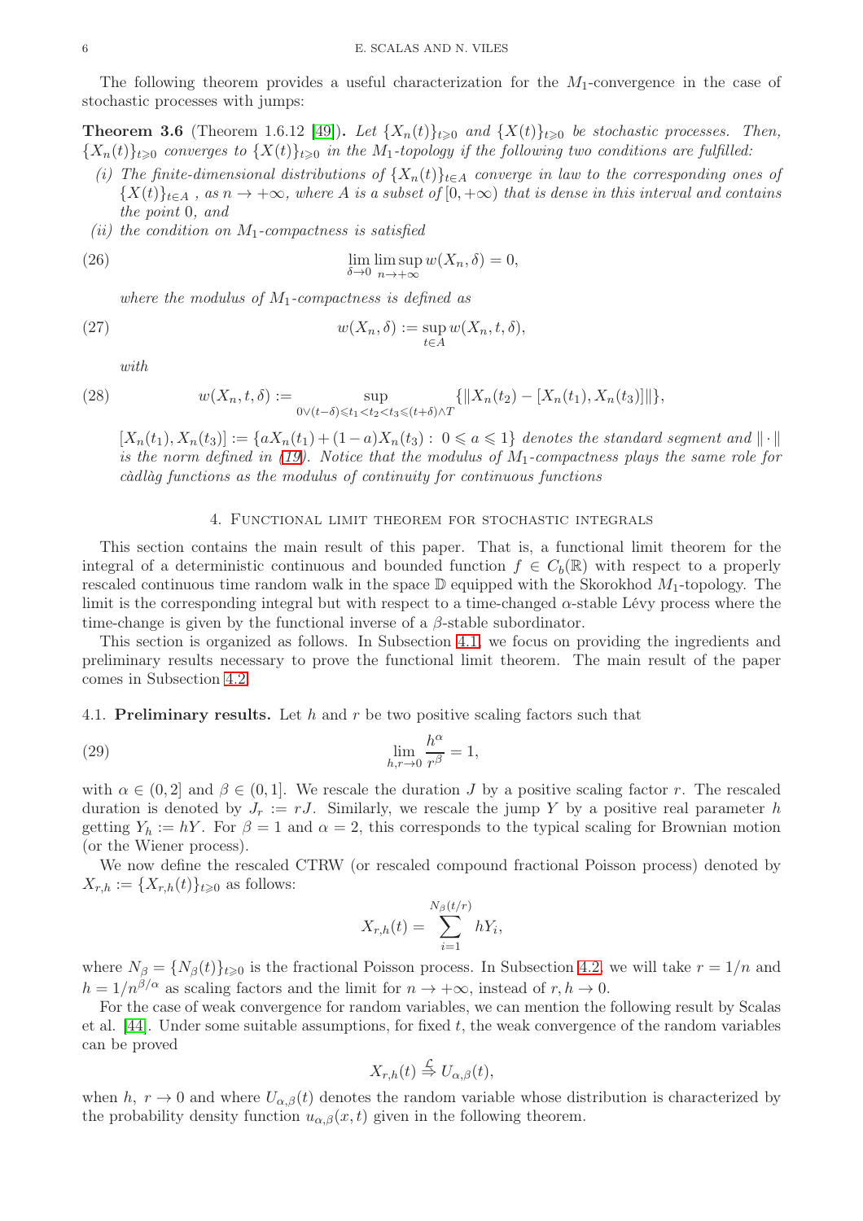The following theorem provides a useful characterization for the $M_1$-convergence in the case of stochastic processes with jumps:

**Theorem 3.6** (Theorem 1.6.12 [49])**.** *Let $\{X_n(t)\}_{t\geqslant 0}$ and $\{X(t)\}_{t\geqslant 0}$ be stochastic processes. Then, $\{X_n(t)\}_{t\geqslant 0}$ converges to $\{X(t)\}_{t\geqslant 0}$ in the $M_1$-topology if the following two conditions are fulfilled:*

*(i) The finite-dimensional distributions of $\{X_n(t)\}_{t\in A}$ converge in law to the corresponding ones of $\{X(t)\}_{t\in A}$ , as $n \to +\infty$, where $A$ is a subset of $[0, +\infty)$ that is dense in this interval and contains the point $0$, and*

*(ii) the condition on $M_1$-compactness is satisfied*

$$\lim_{\delta\to 0}\limsup_{n\to+\infty} w(X_n, \delta) = 0, \tag{26}$$

*where the modulus of $M_1$-compactness is defined as*

$$w(X_n, \delta) := \sup_{t\in A} w(X_n, t, \delta), \tag{27}$$

*with*

$$w(X_n, t, \delta) := \sup_{0\vee(t-\delta)\leqslant t_1<t_2<t_3\leqslant(t+\delta)\wedge T} \{\|X_n(t_2) - [X_n(t_1), X_n(t_3)]\|\}, \tag{28}$$

*$[X_n(t_1), X_n(t_3)] := \{aX_n(t_1) + (1-a)X_n(t_3) : 0 \leqslant a \leqslant 1\}$ denotes the standard segment and $\|\cdot\|$ is the norm defined in (19). Notice that the modulus of $M_1$-compactness plays the same role for càdlàg functions as the modulus of continuity for continuous functions*

## 4. Functional limit theorem for stochastic integrals

This section contains the main result of this paper. That is, a functional limit theorem for the integral of a deterministic continuous and bounded function $f \in C_b(\mathbb{R})$ with respect to a properly rescaled continuous time random walk in the space $\mathbb{D}$ equipped with the Skorokhod $M_1$-topology. The limit is the corresponding integral but with respect to a time-changed $\alpha$-stable Lévy process where the time-change is given by the functional inverse of a $\beta$-stable subordinator.

This section is organized as follows. In Subsection 4.1, we focus on providing the ingredients and preliminary results necessary to prove the functional limit theorem. The main result of the paper comes in Subsection 4.2.

### 4.1. Preliminary results.

Let $h$ and $r$ be two positive scaling factors such that

$$\lim_{h,r\to 0}\frac{h^\alpha}{r^\beta} = 1, \tag{29}$$

with $\alpha \in (0, 2]$ and $\beta \in (0, 1]$. We rescale the duration $J$ by a positive scaling factor $r$. The rescaled duration is denoted by $J_r := rJ$. Similarly, we rescale the jump $Y$ by a positive real parameter $h$ getting $Y_h := hY$. For $\beta = 1$ and $\alpha = 2$, this corresponds to the typical scaling for Brownian motion (or the Wiener process).

We now define the rescaled CTRW (or rescaled compound fractional Poisson process) denoted by $X_{r,h} := \{X_{r,h}(t)\}_{t\geqslant 0}$ as follows:

$$X_{r,h}(t) = \sum_{i=1}^{N_\beta(t/r)} hY_i,$$

where $N_\beta = \{N_\beta(t)\}_{t\geqslant 0}$ is the fractional Poisson process. In Subsection 4.2, we will take $r = 1/n$ and $h = 1/n^{\beta/\alpha}$ as scaling factors and the limit for $n \to +\infty$, instead of $r, h \to 0$.

For the case of weak convergence for random variables, we can mention the following result by Scalas et al. [44]. Under some suitable assumptions, for fixed $t$, the weak convergence of the random variables can be proved

$$X_{r,h}(t) \overset{\mathcal{L}}{\Rightarrow} U_{\alpha,\beta}(t),$$

when $h$, $r \to 0$ and where $U_{\alpha,\beta}(t)$ denotes the random variable whose distribution is characterized by the probability density function $u_{\alpha,\beta}(x, t)$ given in the following theorem.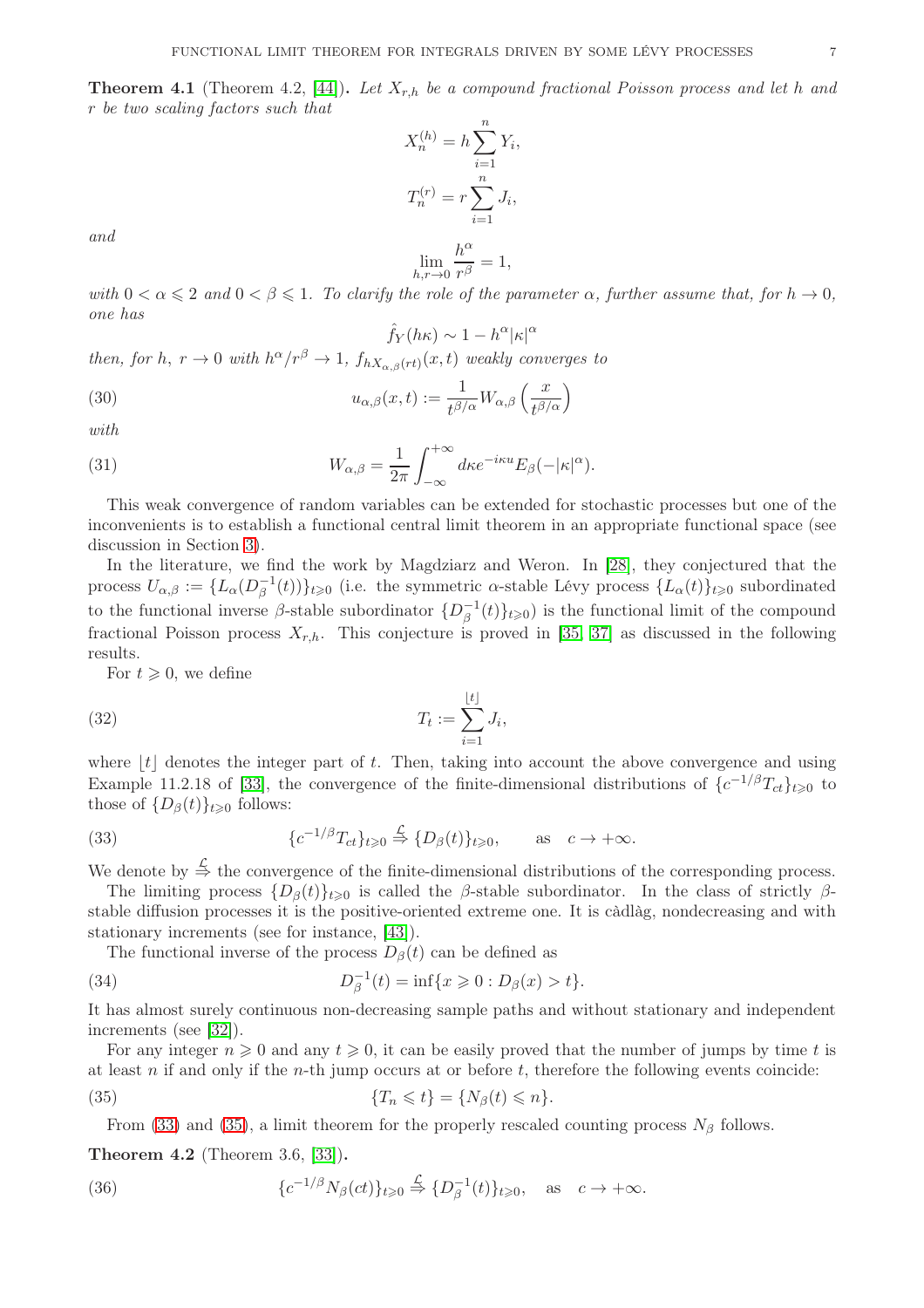**Theorem 4.1** (Theorem 4.2, [44]). *Let $X_{r,h}$ be a compound fractional Poisson process and let $h$ and $r$ be two scaling factors such that*

$$X_n^{(h)} = h \sum_{i=1}^{n} Y_i,$$

$$T_n^{(r)} = r \sum_{i=1}^{n} J_i,$$

*and*

$$\lim_{h,r \to 0} \frac{h^\alpha}{r^\beta} = 1,$$

*with $0 < \alpha \leqslant 2$ and $0 < \beta \leqslant 1$. To clarify the role of the parameter $\alpha$, further assume that, for $h \to 0$, one has*

$$\hat{f}_Y(h\kappa) \sim 1 - h^\alpha |\kappa|^\alpha$$

*then, for $h$, $r \to 0$ with $h^\alpha/r^\beta \to 1$, $f_{hX_{\alpha,\beta}(rt)}(x,t)$ weakly converges to*

$$u_{\alpha,\beta}(x,t) := \frac{1}{t^{\beta/\alpha}} W_{\alpha,\beta}\left(\frac{x}{t^{\beta/\alpha}}\right) \tag{30}$$

*with*

$$W_{\alpha,\beta} = \frac{1}{2\pi} \int_{-\infty}^{+\infty} d\kappa e^{-i\kappa u} E_\beta(-|\kappa|^\alpha). \tag{31}$$

This weak convergence of random variables can be extended for stochastic processes but one of the inconvenients is to establish a functional central limit theorem in an appropriate functional space (see discussion in Section 3).

In the literature, we find the work by Magdziarz and Weron. In [28], they conjectured that the process $U_{\alpha,\beta} := \{L_\alpha(D_\beta^{-1}(t))\}_{t\geqslant 0}$ (i.e. the symmetric $\alpha$-stable Lévy process $\{L_\alpha(t)\}_{t\geqslant 0}$ subordinated to the functional inverse $\beta$-stable subordinator $\{D_\beta^{-1}(t)\}_{t\geqslant 0}$) is the functional limit of the compound fractional Poisson process $X_{r,h}$. This conjecture is proved in [35, 37] as discussed in the following results.

For $t \geqslant 0$, we define

$$T_t := \sum_{i=1}^{\lfloor t \rfloor} J_i, \tag{32}$$

where $\lfloor t \rfloor$ denotes the integer part of $t$. Then, taking into account the above convergence and using Example 11.2.18 of [33], the convergence of the finite-dimensional distributions of $\{c^{-1/\beta} T_{ct}\}_{t\geqslant 0}$ to those of $\{D_\beta(t)\}_{t\geqslant 0}$ follows:

$$\{c^{-1/\beta} T_{ct}\}_{t\geqslant 0} \overset{\mathcal{L}}{\Rightarrow} \{D_\beta(t)\}_{t\geqslant 0}, \qquad \text{as} \quad c \to +\infty. \tag{33}$$

We denote by $\overset{\mathcal{L}}{\Rightarrow}$ the convergence of the finite-dimensional distributions of the corresponding process.

The limiting process $\{D_\beta(t)\}_{t\geqslant 0}$ is called the $\beta$-stable subordinator. In the class of strictly $\beta$-stable diffusion processes it is the positive-oriented extreme one. It is càdlàg, nondecreasing and with stationary increments (see for instance, [43]).

The functional inverse of the process $D_\beta(t)$ can be defined as

$$D_\beta^{-1}(t) = \inf\{x \geqslant 0 : D_\beta(x) > t\}. \tag{34}$$

It has almost surely continuous non-decreasing sample paths and without stationary and independent increments (see [32]).

For any integer $n \geqslant 0$ and any $t \geqslant 0$, it can be easily proved that the number of jumps by time $t$ is at least $n$ if and only if the $n$-th jump occurs at or before $t$, therefore the following events coincide:

$$\{T_n \leqslant t\} = \{N_\beta(t) \leqslant n\}. \tag{35}$$

From (33) and (35), a limit theorem for the properly rescaled counting process $N_\beta$ follows.

**Theorem 4.2** (Theorem 3.6, [33]).

$$\{c^{-1/\beta} N_\beta(ct)\}_{t\geqslant 0} \overset{\mathcal{L}}{\Rightarrow} \{D_\beta^{-1}(t)\}_{t\geqslant 0}, \quad \text{as} \quad c \to +\infty. \tag{36}$$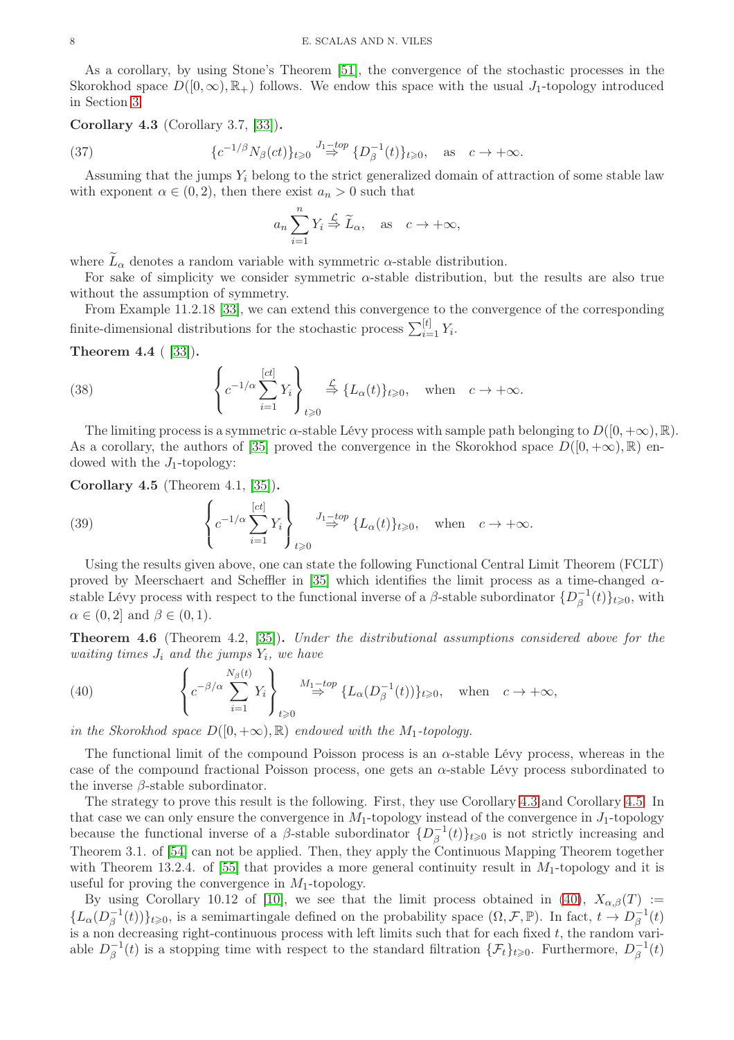As a corollary, by using Stone's Theorem [51], the convergence of the stochastic processes in the Skorokhod space $D([0,\infty),\mathbb{R}_+)$ follows. We endow this space with the usual $J_1$-topology introduced in Section 3.

**Corollary 4.3** (Corollary 3.7, [33])**.**

$$\{c^{-1/\beta}N_\beta(ct)\}_{t\geqslant 0} \overset{J_1-top}{\Rightarrow} \{D_\beta^{-1}(t)\}_{t\geqslant 0}, \quad \text{as} \quad c\to+\infty. \tag{37}$$

Assuming that the jumps $Y_i$ belong to the strict generalized domain of attraction of some stable law with exponent $\alpha\in(0,2)$, then there exist $a_n>0$ such that

$$a_n\sum_{i=1}^n Y_i \overset{\mathcal{L}}{\Rightarrow} \widetilde{L}_\alpha, \quad \text{as} \quad c\to+\infty,$$

where $\widetilde{L}_\alpha$ denotes a random variable with symmetric $\alpha$-stable distribution.

For sake of simplicity we consider symmetric $\alpha$-stable distribution, but the results are also true without the assumption of symmetry.

From Example 11.2.18 [33], we can extend this convergence to the convergence of the corresponding finite-dimensional distributions for the stochastic process $\sum_{i=1}^{[t]} Y_i$.

**Theorem 4.4** ( [33])**.**

$$\left\{c^{-1/\alpha}\sum_{i=1}^{[ct]} Y_i\right\}_{t\geqslant 0} \overset{\mathcal{L}}{\Rightarrow} \{L_\alpha(t)\}_{t\geqslant 0}, \quad \text{when} \quad c\to+\infty. \tag{38}$$

The limiting process is a symmetric $\alpha$-stable Lévy process with sample path belonging to $D([0,+\infty),\mathbb{R})$. As a corollary, the authors of [35] proved the convergence in the Skorokhod space $D([0,+\infty),\mathbb{R})$ endowed with the $J_1$-topology:

**Corollary 4.5** (Theorem 4.1, [35])**.**

$$\left\{c^{-1/\alpha}\sum_{i=1}^{[ct]} Y_i\right\}_{t\geqslant 0} \overset{J_1-top}{\Rightarrow} \{L_\alpha(t)\}_{t\geqslant 0}, \quad \text{when} \quad c\to+\infty. \tag{39}$$

Using the results given above, one can state the following Functional Central Limit Theorem (FCLT) proved by Meerschaert and Scheffler in [35] which identifies the limit process as a time-changed $\alpha$-stable Lévy process with respect to the functional inverse of a $\beta$-stable subordinator $\{D_\beta^{-1}(t)\}_{t\geqslant 0}$, with $\alpha\in(0,2]$ and $\beta\in(0,1)$.

**Theorem 4.6** (Theorem 4.2, [35])**.** *Under the distributional assumptions considered above for the waiting times $J_i$ and the jumps $Y_i$, we have*

$$\left\{c^{-\beta/\alpha}\sum_{i=1}^{N_\beta(t)} Y_i\right\}_{t\geqslant 0} \overset{M_1-top}{\Rightarrow} \{L_\alpha(D_\beta^{-1}(t))\}_{t\geqslant 0}, \quad \text{when} \quad c\to+\infty, \tag{40}$$

*in the Skorokhod space $D([0,+\infty),\mathbb{R})$ endowed with the $M_1$-topology.*

The functional limit of the compound Poisson process is an $\alpha$-stable Lévy process, whereas in the case of the compound fractional Poisson process, one gets an $\alpha$-stable Lévy process subordinated to the inverse $\beta$-stable subordinator.

The strategy to prove this result is the following. First, they use Corollary 4.3 and Corollary 4.5. In that case we can only ensure the convergence in $M_1$-topology instead of the convergence in $J_1$-topology because the functional inverse of a $\beta$-stable subordinator $\{D_\beta^{-1}(t)\}_{t\geqslant 0}$ is not strictly increasing and Theorem 3.1. of [54] can not be applied. Then, they apply the Continuous Mapping Theorem together with Theorem 13.2.4. of [55] that provides a more general continuity result in $M_1$-topology and it is useful for proving the convergence in $M_1$-topology.

By using Corollary 10.12 of [10], we see that the limit process obtained in (40), $X_{\alpha,\beta}(T) := \{L_\alpha(D_\beta^{-1}(t))\}_{t\geqslant 0}$, is a semimartingale defined on the probability space $(\Omega,\mathcal{F},\mathbb{P})$. In fact, $t\to D_\beta^{-1}(t)$ is a non decreasing right-continuous process with left limits such that for each fixed $t$, the random variable $D_\beta^{-1}(t)$ is a stopping time with respect to the standard filtration $\{\mathcal{F}_t\}_{t\geqslant 0}$. Furthermore, $D_\beta^{-1}(t)$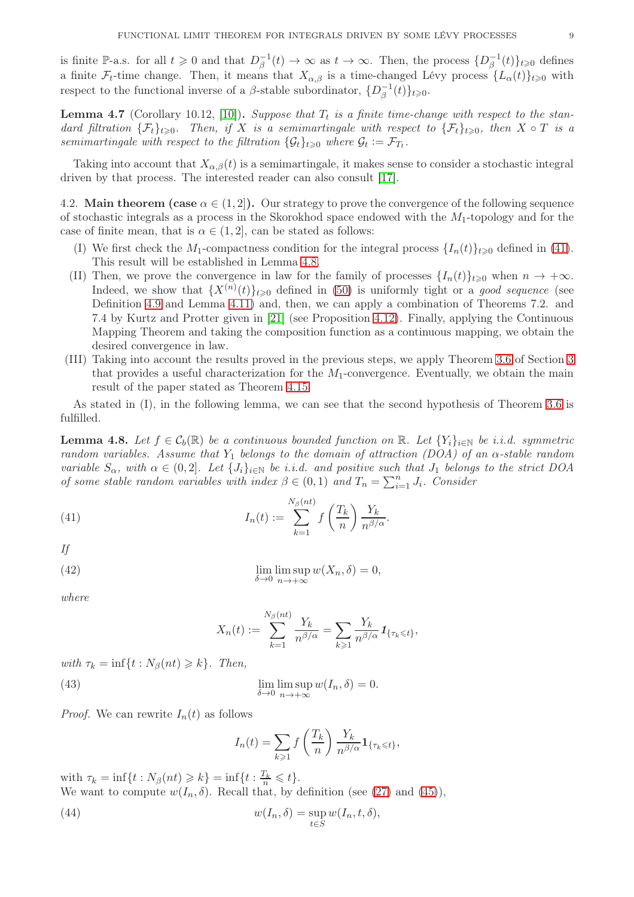is finite $\mathbb{P}$-a.s. for all $t \geqslant 0$ and that $D_\beta^{-1}(t) \to \infty$ as $t \to \infty$. Then, the process $\{D_\beta^{-1}(t)\}_{t\geqslant 0}$ defines a finite $\mathcal{F}_t$-time change. Then, it means that $X_{\alpha,\beta}$ is a time-changed Lévy process $\{L_\alpha(t)\}_{t\geqslant 0}$ with respect to the functional inverse of a $\beta$-stable subordinator, $\{D_\beta^{-1}(t)\}_{t\geqslant 0}$.

**Lemma 4.7** (Corollary 10.12, [10])**.** *Suppose that $T_t$ is a finite time-change with respect to the standard filtration $\{\mathcal{F}_t\}_{t\geqslant 0}$. Then, if $X$ is a semimartingale with respect to $\{\mathcal{F}_t\}_{t\geqslant 0}$, then $X \circ T$ is a semimartingale with respect to the filtration $\{\mathcal{G}_t\}_{t\geqslant 0}$ where $\mathcal{G}_t := \mathcal{F}_{T_t}$.*

Taking into account that $X_{\alpha,\beta}(t)$ is a semimartingale, it makes sense to consider a stochastic integral driven by that process. The interested reader can also consult [17].

4.2. **Main theorem (case $\alpha \in (1, 2]$).** Our strategy to prove the convergence of the following sequence of stochastic integrals as a process in the Skorokhod space endowed with the $M_1$-topology and for the case of finite mean, that is $\alpha \in (1, 2]$, can be stated as follows:

- (I) We first check the $M_1$-compactness condition for the integral process $\{I_n(t)\}_{t\geqslant 0}$ defined in (41). This result will be established in Lemma 4.8.
- (II) Then, we prove the convergence in law for the family of processes $\{I_n(t)\}_{t\geqslant 0}$ when $n \to +\infty$. Indeed, we show that $\{X^{(n)}(t)\}_{t\geqslant 0}$ defined in (50) is uniformly tight or a *good sequence* (see Definition 4.9 and Lemma 4.11) and, then, we can apply a combination of Theorems 7.2. and 7.4 by Kurtz and Protter given in [21] (see Proposition 4.12). Finally, applying the Continuous Mapping Theorem and taking the composition function as a continuous mapping, we obtain the desired convergence in law.
- (III) Taking into account the results proved in the previous steps, we apply Theorem 3.6 of Section 3 that provides a useful characterization for the $M_1$-convergence. Eventually, we obtain the main result of the paper stated as Theorem 4.15.

As stated in (I), in the following lemma, we can see that the second hypothesis of Theorem 3.6 is fulfilled.

**Lemma 4.8.** *Let $f \in \mathcal{C}_b(\mathbb{R})$ be a continuous bounded function on $\mathbb{R}$. Let $\{Y_i\}_{i\in\mathbb{N}}$ be i.i.d. symmetric random variables. Assume that $Y_1$ belongs to the domain of attraction (DOA) of an $\alpha$-stable random variable $S_\alpha$, with $\alpha \in (0, 2]$. Let $\{J_i\}_{i\in\mathbb{N}}$ be i.i.d. and positive such that $J_1$ belongs to the strict DOA of some stable random variables with index $\beta \in (0, 1)$ and $T_n = \sum_{i=1}^n J_i$. Consider*

$$I_n(t) := \sum_{k=1}^{N_\beta(nt)} f\left(\frac{T_k}{n}\right) \frac{Y_k}{n^{\beta/\alpha}}. \tag{41}$$

*If*

$$\lim_{\delta\to 0} \limsup_{n\to+\infty} w(X_n, \delta) = 0, \tag{42}$$

*where*

$$X_n(t) := \sum_{k=1}^{N_\beta(nt)} \frac{Y_k}{n^{\beta/\alpha}} = \sum_{k\geqslant 1} \frac{Y_k}{n^{\beta/\alpha}} \mathbf{1}_{\{\tau_k \leqslant t\}},$$

*with $\tau_k = \inf\{t : N_\beta(nt) \geqslant k\}$. Then,*

$$\lim_{\delta\to 0} \limsup_{n\to+\infty} w(I_n, \delta) = 0. \tag{43}$$

*Proof.* We can rewrite $I_n(t)$ as follows

$$I_n(t) = \sum_{k\geqslant 1} f\left(\frac{T_k}{n}\right) \frac{Y_k}{n^{\beta/\alpha}} \mathbf{1}_{\{\tau_k \leqslant t\}},$$

with $\tau_k = \inf\{t : N_\beta(nt) \geqslant k\} = \inf\{t : \frac{T_k}{n} \leqslant t\}$.
We want to compute $w(I_n, \delta)$. Recall that, by definition (see (27) and (45)),

$$w(I_n, \delta) = \sup_{t\in S} w(I_n, t, \delta), \tag{44}$$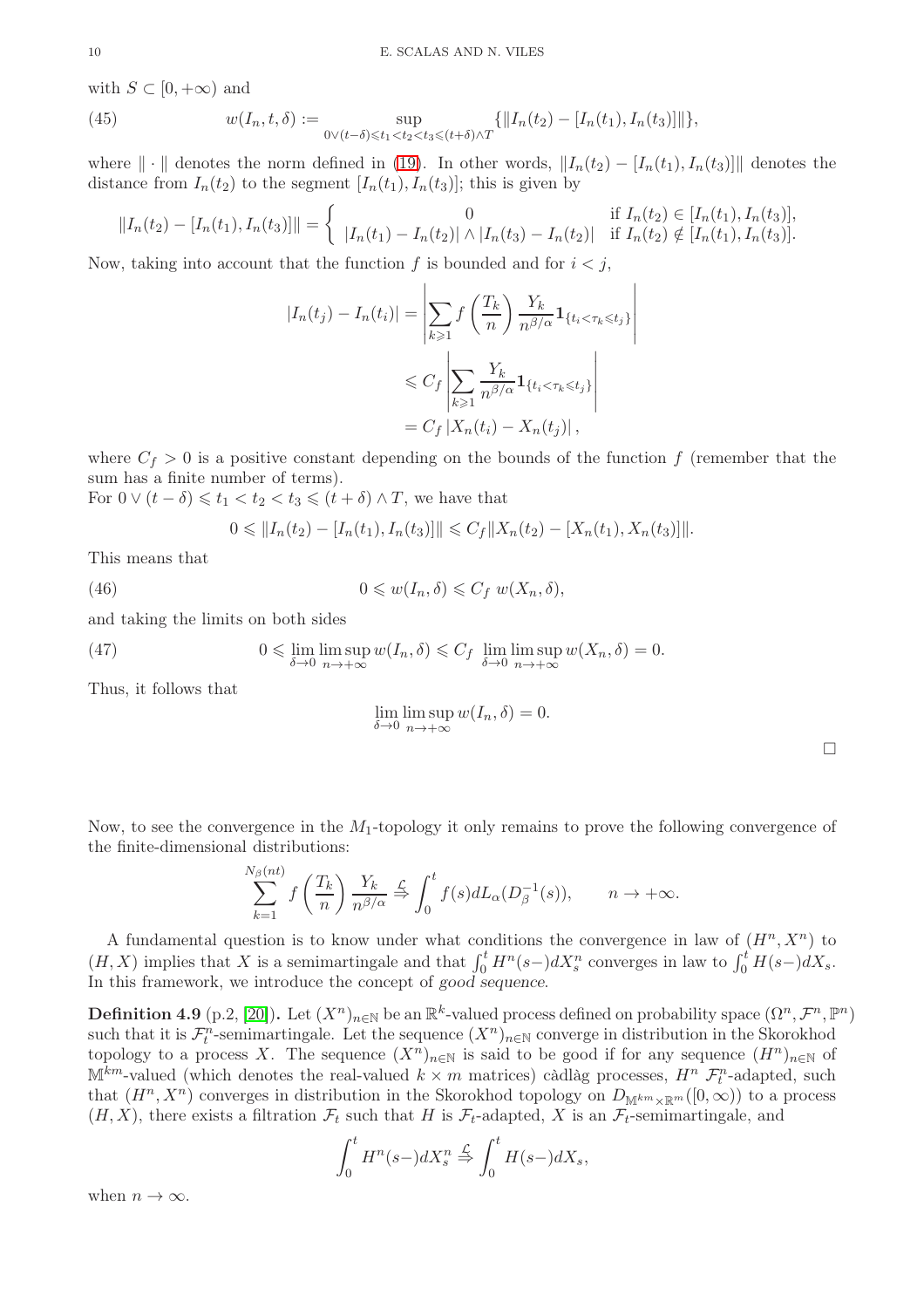with $S \subset [0, +\infty)$ and

$$
w(I_n, t, \delta) := \sup_{0 \vee (t-\delta) \leqslant t_1 < t_2 < t_3 \leqslant (t+\delta) \wedge T} \{ \| I_n(t_2) - [I_n(t_1), I_n(t_3)] \| \}, \tag{45}
$$

where $\| \cdot \|$ denotes the norm defined in (19). In other words, $\| I_n(t_2) - [I_n(t_1), I_n(t_3)] \|$ denotes the distance from $I_n(t_2)$ to the segment $[I_n(t_1), I_n(t_3)]$; this is given by

$$
\| I_n(t_2) - [I_n(t_1), I_n(t_3)] \| = \begin{cases} 0 & \text{if } I_n(t_2) \in [I_n(t_1), I_n(t_3)], \\ |I_n(t_1) - I_n(t_2)| \wedge |I_n(t_3) - I_n(t_2)| & \text{if } I_n(t_2) \notin [I_n(t_1), I_n(t_3)]. \end{cases}
$$

Now, taking into account that the function $f$ is bounded and for $i < j$,

$$
\begin{aligned}
|I_n(t_j) - I_n(t_i)| &= \left| \sum_{k \geqslant 1} f\left(\frac{T_k}{n}\right) \frac{Y_k}{n^{\beta/\alpha}} \mathbf{1}_{\{t_i < \tau_k \leqslant t_j\}} \right| \\
&\leqslant C_f \left| \sum_{k \geqslant 1} \frac{Y_k}{n^{\beta/\alpha}} \mathbf{1}_{\{t_i < \tau_k \leqslant t_j\}} \right| \\
&= C_f \left| X_n(t_i) - X_n(t_j) \right|,
\end{aligned}
$$

where $C_f > 0$ is a positive constant depending on the bounds of the function $f$ (remember that the sum has a finite number of terms).
For $0 \vee (t - \delta) \leqslant t_1 < t_2 < t_3 \leqslant (t + \delta) \wedge T$, we have that

$$
0 \leqslant \| I_n(t_2) - [I_n(t_1), I_n(t_3)] \| \leqslant C_f \| X_n(t_2) - [X_n(t_1), X_n(t_3)] \|.
$$

This means that

$$
0 \leqslant w(I_n, \delta) \leqslant C_f \ w(X_n, \delta), \tag{46}
$$

and taking the limits on both sides

$$
0 \leqslant \lim_{\delta \to 0} \limsup_{n \to +\infty} w(I_n, \delta) \leqslant C_f \ \lim_{\delta \to 0} \limsup_{n \to +\infty} w(X_n, \delta) = 0. \tag{47}
$$

Thus, it follows that

$$
\lim_{\delta \to 0} \limsup_{n \to +\infty} w(I_n, \delta) = 0.
$$

□

Now, to see the convergence in the $M_1$-topology it only remains to prove the following convergence of the finite-dimensional distributions:

$$
\sum_{k=1}^{N_\beta(nt)} f\left(\frac{T_k}{n}\right) \frac{Y_k}{n^{\beta/\alpha}} \overset{\mathcal{L}}{\Rightarrow} \int_0^t f(s) dL_\alpha(D_\beta^{-1}(s)), \qquad n \to +\infty.
$$

A fundamental question is to know under what conditions the convergence in law of $(H^n, X^n)$ to $(H, X)$ implies that $X$ is a semimartingale and that $\int_0^t H^n(s-) dX_s^n$ converges in law to $\int_0^t H(s-) dX_s$. In this framework, we introduce the concept of *good sequence*.

**Definition 4.9** (p.2, [20])**.** Let $(X^n)_{n \in \mathbb{N}}$ be an $\mathbb{R}^k$-valued process defined on probability space $(\Omega^n, \mathcal{F}^n, \mathbb{P}^n)$ such that it is $\mathcal{F}_t^n$-semimartingale. Let the sequence $(X^n)_{n \in \mathbb{N}}$ converge in distribution in the Skorokhod topology to a process $X$. The sequence $(X^n)_{n \in \mathbb{N}}$ is said to be good if for any sequence $(H^n)_{n \in \mathbb{N}}$ of $\mathbb{M}^{km}$-valued (which denotes the real-valued $k \times m$ matrices) càdlàg processes, $H^n$ $\mathcal{F}_t^n$-adapted, such that $(H^n, X^n)$ converges in distribution in the Skorokhod topology on $D_{\mathbb{M}^{km} \times \mathbb{R}^m}([0, \infty))$ to a process $(H, X)$, there exists a filtration $\mathcal{F}_t$ such that $H$ is $\mathcal{F}_t$-adapted, $X$ is an $\mathcal{F}_t$-semimartingale, and

$$
\int_0^t H^n(s-) dX_s^n \overset{\mathcal{L}}{\Rightarrow} \int_0^t H(s-) dX_s,
$$

when $n \to \infty$.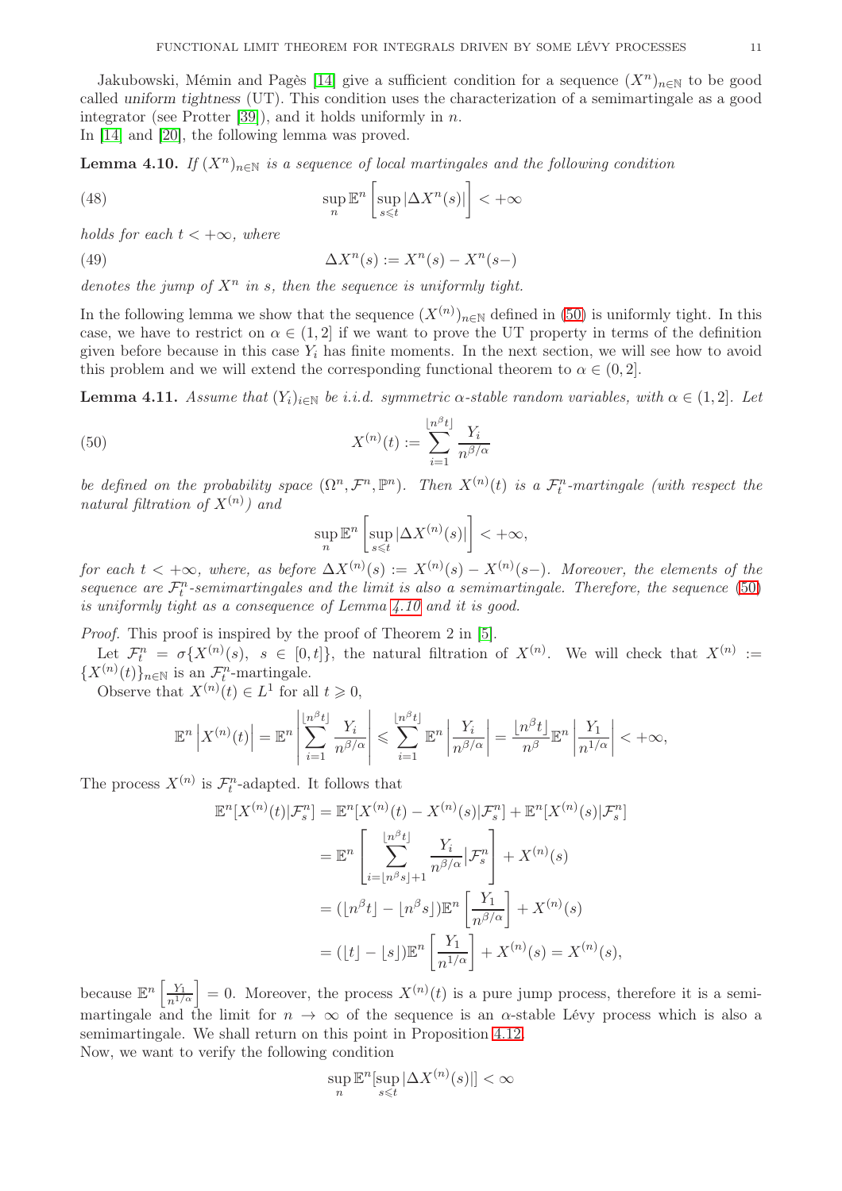Jakubowski, Mémin and Pagès [14] give a sufficient condition for a sequence $(X^n)_{n\in\mathbb{N}}$ to be good called *uniform tightness* (UT). This condition uses the characterization of a semimartingale as a good integrator (see Protter [39]), and it holds uniformly in $n$.
In [14] and [20], the following lemma was proved.

**Lemma 4.10.** *If $(X^n)_{n\in\mathbb{N}}$ is a sequence of local martingales and the following condition*

$$\sup_n \mathbb{E}^n\left[\sup_{s\leqslant t}|\Delta X^n(s)|\right] < +\infty \tag{48}$$

*holds for each $t < +\infty$, where*

$$\Delta X^n(s) := X^n(s) - X^n(s-) \tag{49}$$

*denotes the jump of $X^n$ in $s$, then the sequence is uniformly tight.*

In the following lemma we show that the sequence $(X^{(n)})_{n\in\mathbb{N}}$ defined in (50) is uniformly tight. In this case, we have to restrict on $\alpha \in (1, 2]$ if we want to prove the UT property in terms of the definition given before because in this case $Y_i$ has finite moments. In the next section, we will see how to avoid this problem and we will extend the corresponding functional theorem to $\alpha \in (0, 2]$.

**Lemma 4.11.** *Assume that $(Y_i)_{i\in\mathbb{N}}$ be i.i.d. symmetric $\alpha$-stable random variables, with $\alpha \in (1, 2]$. Let*

$$X^{(n)}(t) := \sum_{i=1}^{\lfloor n^\beta t\rfloor} \frac{Y_i}{n^{\beta/\alpha}} \tag{50}$$

*be defined on the probability space $(\Omega^n, \mathcal{F}^n, \mathbb{P}^n)$. Then $X^{(n)}(t)$ is a $\mathcal{F}_t^n$-martingale (with respect the natural filtration of $X^{(n)}$) and*

$$\sup_n \mathbb{E}^n\left[\sup_{s\leqslant t}|\Delta X^{(n)}(s)|\right] < +\infty,$$

*for each $t < +\infty$, where, as before $\Delta X^{(n)}(s) := X^{(n)}(s) - X^{(n)}(s-)$. Moreover, the elements of the sequence are $\mathcal{F}_t^n$-semimartingales and the limit is also a semimartingale. Therefore, the sequence (50) is uniformly tight as a consequence of Lemma 4.10 and it is good.*

*Proof.* This proof is inspired by the proof of Theorem 2 in [5].

Let $\mathcal{F}_t^n = \sigma\{X^{(n)}(s),\ s \in [0, t]\}$, the natural filtration of $X^{(n)}$. We will check that $X^{(n)} := \{X^{(n)}(t)\}_{n\in\mathbb{N}}$ is an $\mathcal{F}_t^n$-martingale.

Observe that $X^{(n)}(t) \in L^1$ for all $t \geqslant 0$,

$$\mathbb{E}^n\left|X^{(n)}(t)\right| = \mathbb{E}^n\left|\sum_{i=1}^{\lfloor n^\beta t\rfloor}\frac{Y_i}{n^{\beta/\alpha}}\right| \leqslant \sum_{i=1}^{\lfloor n^\beta t\rfloor}\mathbb{E}^n\left|\frac{Y_i}{n^{\beta/\alpha}}\right| = \frac{\lfloor n^\beta t\rfloor}{n^\beta}\mathbb{E}^n\left|\frac{Y_1}{n^{1/\alpha}}\right| < +\infty,$$

The process $X^{(n)}$ is $\mathcal{F}_t^n$-adapted. It follows that

$$\begin{aligned}
\mathbb{E}^n[X^{(n)}(t)|\mathcal{F}_s^n] &= \mathbb{E}^n[X^{(n)}(t) - X^{(n)}(s)|\mathcal{F}_s^n] + \mathbb{E}^n[X^{(n)}(s)|\mathcal{F}_s^n] \\
&= \mathbb{E}^n\left[\sum_{i=\lfloor n^\beta s\rfloor+1}^{\lfloor n^\beta t\rfloor}\frac{Y_i}{n^{\beta/\alpha}}|\mathcal{F}_s^n\right] + X^{(n)}(s) \\
&= (\lfloor n^\beta t\rfloor - \lfloor n^\beta s\rfloor)\mathbb{E}^n\left[\frac{Y_1}{n^{\beta/\alpha}}\right] + X^{(n)}(s) \\
&= (\lfloor t\rfloor - \lfloor s\rfloor)\mathbb{E}^n\left[\frac{Y_1}{n^{1/\alpha}}\right] + X^{(n)}(s) = X^{(n)}(s),
\end{aligned}$$

because $\mathbb{E}^n\left[\frac{Y_1}{n^{1/\alpha}}\right] = 0$. Moreover, the process $X^{(n)}(t)$ is a pure jump process, therefore it is a semimartingale and the limit for $n \to \infty$ of the sequence is an $\alpha$-stable Lévy process which is also a semimartingale. We shall return on this point in Proposition 4.12.
Now, we want to verify the following condition

$$\sup_n \mathbb{E}^n[\sup_{s\leqslant t}|\Delta X^{(n)}(s)|] < \infty$$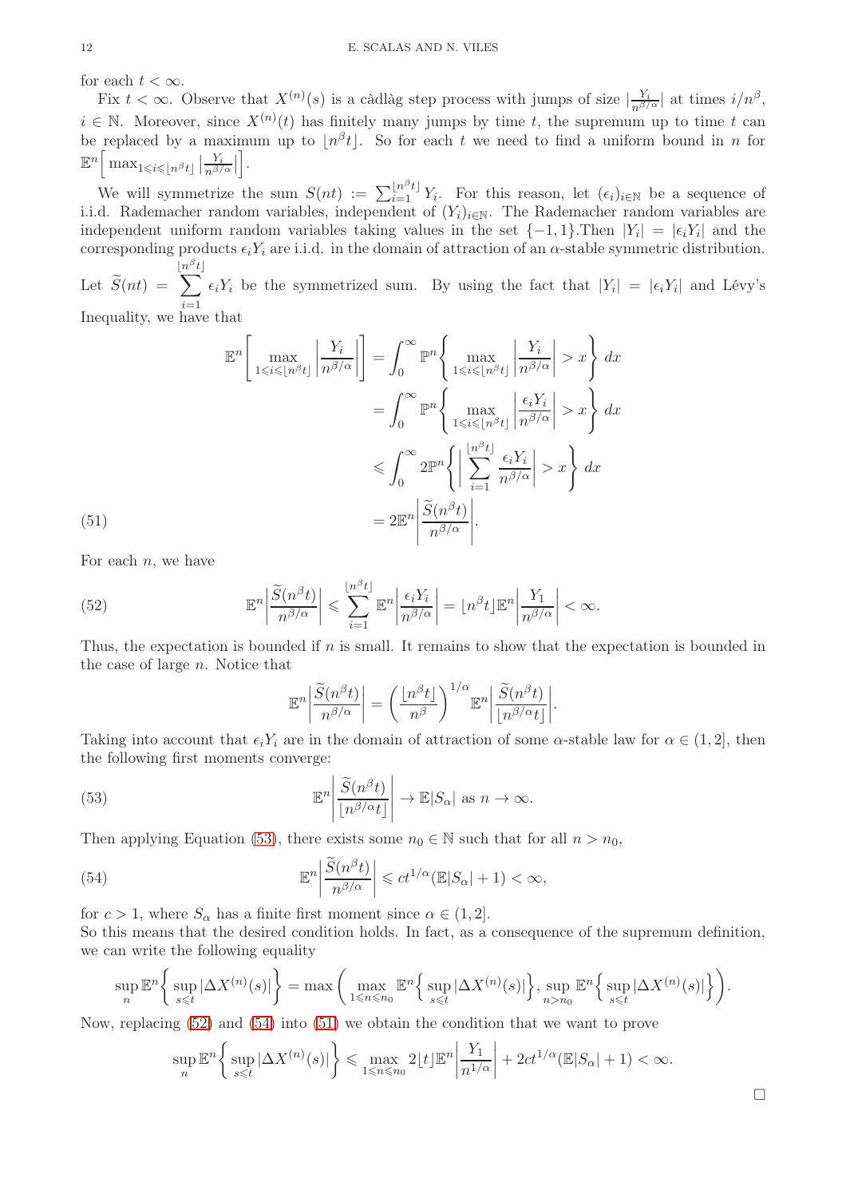for each $t < \infty$.

Fix $t < \infty$. Observe that $X^{(n)}(s)$ is a càdlàg step process with jumps of size $|\frac{Y_i}{n^{\beta/\alpha}}|$ at times $i/n^\beta$, $i \in \mathbb{N}$. Moreover, since $X^{(n)}(t)$ has finitely many jumps by time $t$, the supremum up to time $t$ can be replaced by a maximum up to $\lfloor n^\beta t \rfloor$. So for each $t$ we need to find a uniform bound in $n$ for $\mathbb{E}^n\Big[\max_{1\leqslant i\leqslant \lfloor n^\beta t\rfloor} |\frac{Y_i}{n^{\beta/\alpha}}|\Big]$.

We will symmetrize the sum $S(nt) := \sum_{i=1}^{\lfloor n^\beta t\rfloor} Y_i$. For this reason, let $(\epsilon_i)_{i\in\mathbb{N}}$ be a sequence of i.i.d. Rademacher random variables, independent of $(Y_i)_{i\in\mathbb{N}}$. The Rademacher random variables are independent uniform random variables taking values in the set $\{-1, 1\}$.Then $|Y_i| = |\epsilon_i Y_i|$ and the corresponding products $\epsilon_i Y_i$ are i.i.d. in the domain of attraction of an $\alpha$-stable symmetric distribution. Let $\widetilde{S}(nt) = \sum_{i=1}^{\lfloor n^\beta t\rfloor} \epsilon_i Y_i$ be the symmetrized sum. By using the fact that $|Y_i| = |\epsilon_i Y_i|$ and Lévy's Inequality, we have that

$$
\begin{aligned}
\mathbb{E}^n\left[\max_{1\leqslant i\leqslant \lfloor n^\beta t\rfloor}\left|\frac{Y_i}{n^{\beta/\alpha}}\right|\right] &= \int_0^\infty \mathbb{P}^n\left\{\max_{1\leqslant i\leqslant \lfloor n^\beta t\rfloor}\left|\frac{Y_i}{n^{\beta/\alpha}}\right| > x\right\} dx \\
&= \int_0^\infty \mathbb{P}^n\left\{\max_{1\leqslant i\leqslant \lfloor n^\beta t\rfloor}\left|\frac{\epsilon_i Y_i}{n^{\beta/\alpha}}\right| > x\right\} dx \\
&\leqslant \int_0^\infty 2\mathbb{P}^n\left\{\left|\sum_{i=1}^{\lfloor n^\beta t\rfloor}\frac{\epsilon_i Y_i}{n^{\beta/\alpha}}\right| > x\right\} dx \\
&= 2\mathbb{E}^n\left|\frac{\widetilde{S}(n^\beta t)}{n^{\beta/\alpha}}\right|. \qquad (51)
\end{aligned}
$$

For each $n$, we have

$$
\mathbb{E}^n\left|\frac{\widetilde{S}(n^\beta t)}{n^{\beta/\alpha}}\right| \leqslant \sum_{i=1}^{\lfloor n^\beta t\rfloor}\mathbb{E}^n\left|\frac{\epsilon_i Y_i}{n^{\beta/\alpha}}\right| = \lfloor n^\beta t\rfloor \mathbb{E}^n\left|\frac{Y_1}{n^{\beta/\alpha}}\right| < \infty. \qquad (52)
$$

Thus, the expectation is bounded if $n$ is small. It remains to show that the expectation is bounded in the case of large $n$. Notice that

$$
\mathbb{E}^n\left|\frac{\widetilde{S}(n^\beta t)}{n^{\beta/\alpha}}\right| = \left(\frac{\lfloor n^\beta t\rfloor}{n^\beta}\right)^{1/\alpha}\mathbb{E}^n\left|\frac{\widetilde{S}(n^\beta t)}{\lfloor n^{\beta/\alpha} t\rfloor}\right|.
$$

Taking into account that $\epsilon_i Y_i$ are in the domain of attraction of some $\alpha$-stable law for $\alpha \in (1, 2]$, then the following first moments converge:

$$
\mathbb{E}^n\left|\frac{\widetilde{S}(n^\beta t)}{\lfloor n^{\beta/\alpha} t\rfloor}\right| \to \mathbb{E}|S_\alpha| \text{ as } n \to \infty. \qquad (53)
$$

Then applying Equation (53), there exists some $n_0 \in \mathbb{N}$ such that for all $n > n_0$,

$$
\mathbb{E}^n\left|\frac{\widetilde{S}(n^\beta t)}{n^{\beta/\alpha}}\right| \leqslant ct^{1/\alpha}(\mathbb{E}|S_\alpha| + 1) < \infty, \qquad (54)
$$

for $c > 1$, where $S_\alpha$ has a finite first moment since $\alpha \in (1, 2]$.

So this means that the desired condition holds. In fact, as a consequence of the supremum definition, we can write the following equality

$$
\sup_n \mathbb{E}^n\left\{\sup_{s\leqslant t}|\Delta X^{(n)}(s)|\right\} = \max\left(\max_{1\leqslant n\leqslant n_0}\mathbb{E}^n\left\{\sup_{s\leqslant t}|\Delta X^{(n)}(s)|\right\}, \sup_{n>n_0}\mathbb{E}^n\left\{\sup_{s\leqslant t}|\Delta X^{(n)}(s)|\right\}\right).
$$

Now, replacing (52) and (54) into (51) we obtain the condition that we want to prove

$$
\sup_n \mathbb{E}^n\left\{\sup_{s\leqslant t}|\Delta X^{(n)}(s)|\right\} \leqslant \max_{1\leqslant n\leqslant n_0} 2\lfloor t\rfloor \mathbb{E}^n\left|\frac{Y_1}{n^{1/\alpha}}\right| + 2ct^{1/\alpha}(\mathbb{E}|S_\alpha| + 1) < \infty.
$$

□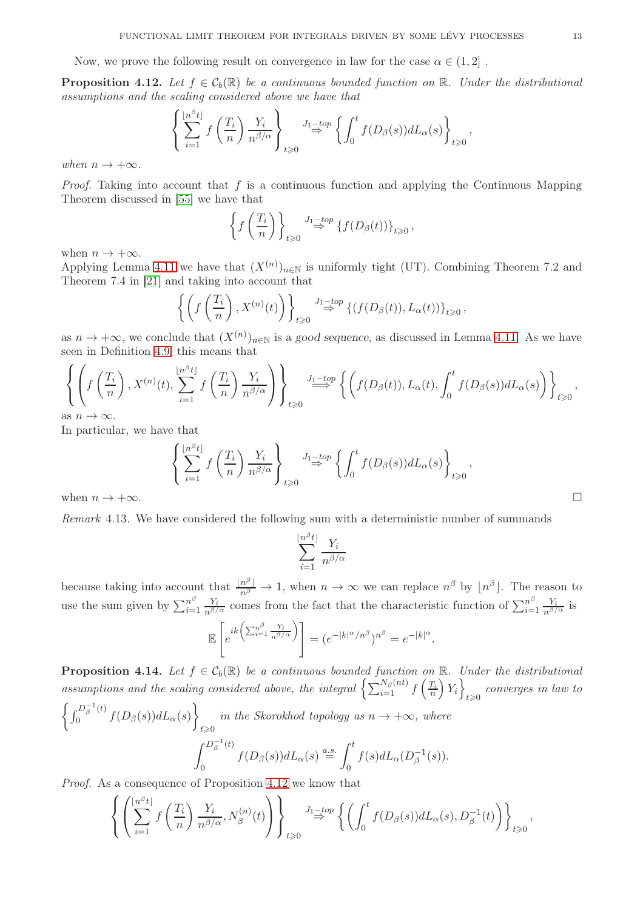Now, we prove the following result on convergence in law for the case $\alpha \in (1, 2]$ .

**Proposition 4.12.** *Let $f \in \mathcal{C}_b(\mathbb{R})$ be a continuous bounded function on $\mathbb{R}$. Under the distributional assumptions and the scaling considered above we have that*

$$\left\{ \sum_{i=1}^{\lfloor n^\beta t \rfloor} f\left(\frac{T_i}{n}\right) \frac{Y_i}{n^{\beta/\alpha}} \right\}_{t \geqslant 0} \overset{J_1-top}{\Rightarrow} \left\{ \int_0^t f(D_\beta(s)) dL_\alpha(s) \right\}_{t \geqslant 0},$$

*when $n \to +\infty$.*

*Proof.* Taking into account that $f$ is a continuous function and applying the Continuous Mapping Theorem discussed in [55] we have that

$$\left\{ f\left(\frac{T_i}{n}\right) \right\}_{t \geqslant 0} \overset{J_1-top}{\Rightarrow} \{ f(D_\beta(t)) \}_{t \geqslant 0},$$

when $n \to +\infty$.
Applying Lemma 4.11 we have that $(X^{(n)})_{n \in \mathbb{N}}$ is uniformly tight (UT). Combining Theorem 7.2 and Theorem 7.4 in [21] and taking into account that

$$\left\{ \left( f\left(\frac{T_i}{n}\right), X^{(n)}(t) \right) \right\}_{t \geqslant 0} \overset{J_1-top}{\Rightarrow} \{ (f(D_\beta(t)), L_\alpha(t)) \}_{t \geqslant 0},$$

as $n \to +\infty$, we conclude that $(X^{(n)})_{n \in \mathbb{N}}$ is a *good sequence*, as discussed in Lemma 4.11. As we have seen in Definition 4.9, this means that

$$\left\{ \left( f\left(\frac{T_i}{n}\right), X^{(n)}(t), \sum_{i=1}^{\lfloor n^\beta t \rfloor} f\left(\frac{T_i}{n}\right) \frac{Y_i}{n^{\beta/\alpha}} \right) \right\}_{t \geqslant 0} \overset{J_1-top}{\Longrightarrow} \left\{ \left( f(D_\beta(t)), L_\alpha(t), \int_0^t f(D_\beta(s)) dL_\alpha(s) \right) \right\}_{t \geqslant 0},$$

as $n \to \infty$.
In particular, we have that

$$\left\{ \sum_{i=1}^{\lfloor n^\beta t \rfloor} f\left(\frac{T_i}{n}\right) \frac{Y_i}{n^{\beta/\alpha}} \right\}_{t \geqslant 0} \overset{J_1-top}{\Rightarrow} \left\{ \int_0^t f(D_\beta(s)) dL_\alpha(s) \right\}_{t \geqslant 0},$$

when $n \to +\infty$. □

*Remark* 4.13. We have considered the following sum with a deterministic number of summands

$$\sum_{i=1}^{\lfloor n^\beta t \rfloor} \frac{Y_i}{n^{\beta/\alpha}}$$

because taking into account that $\frac{\lfloor n^\beta \rfloor}{n^\beta} \to 1$, when $n \to \infty$ we can replace $n^\beta$ by $\lfloor n^\beta \rfloor$. The reason to use the sum given by $\sum_{i=1}^{n^\beta} \frac{Y_i}{n^{\beta/\alpha}}$ comes from the fact that the characteristic function of $\sum_{i=1}^{n^\beta} \frac{Y_i}{n^{\beta/\alpha}}$ is

$$\mathbb{E}\left[ e^{ik\left( \sum_{i=1}^{n^\beta} \frac{Y_i}{n^{\beta/\alpha}} \right)} \right] = (e^{-|k|^\alpha / n^\beta})^{n^\beta} = e^{-|k|^\alpha}.$$

**Proposition 4.14.** *Let $f \in \mathcal{C}_b(\mathbb{R})$ be a continuous bounded function on $\mathbb{R}$. Under the distributional assumptions and the scaling considered above, the integral $\left\{ \sum_{i=1}^{N_\beta(nt)} f\left(\frac{T_i}{n}\right) Y_i \right\}_{t \geqslant 0}$ converges in law to $\left\{ \int_0^{D_\beta^{-1}(t)} f(D_\beta(s)) dL_\alpha(s) \right\}_{t \geqslant 0}$ in the Skorokhod topology as $n \to +\infty$, where*

$$\int_0^{D_\beta^{-1}(t)} f(D_\beta(s)) dL_\alpha(s) \overset{a.s.}{=} \int_0^t f(s) dL_\alpha(D_\beta^{-1}(s)).$$

*Proof.* As a consequence of Proposition 4.12 we know that

$$\left\{ \left( \sum_{i=1}^{\lfloor n^\beta t \rfloor} f\left(\frac{T_i}{n}\right) \frac{Y_i}{n^{\beta/\alpha}}, N_\beta^{(n)}(t) \right) \right\}_{t \geqslant 0} \overset{J_1-top}{\Rightarrow} \left\{ \left( \int_0^t f(D_\beta(s)) dL_\alpha(s), D_\beta^{-1}(t) \right) \right\}_{t \geqslant 0},$$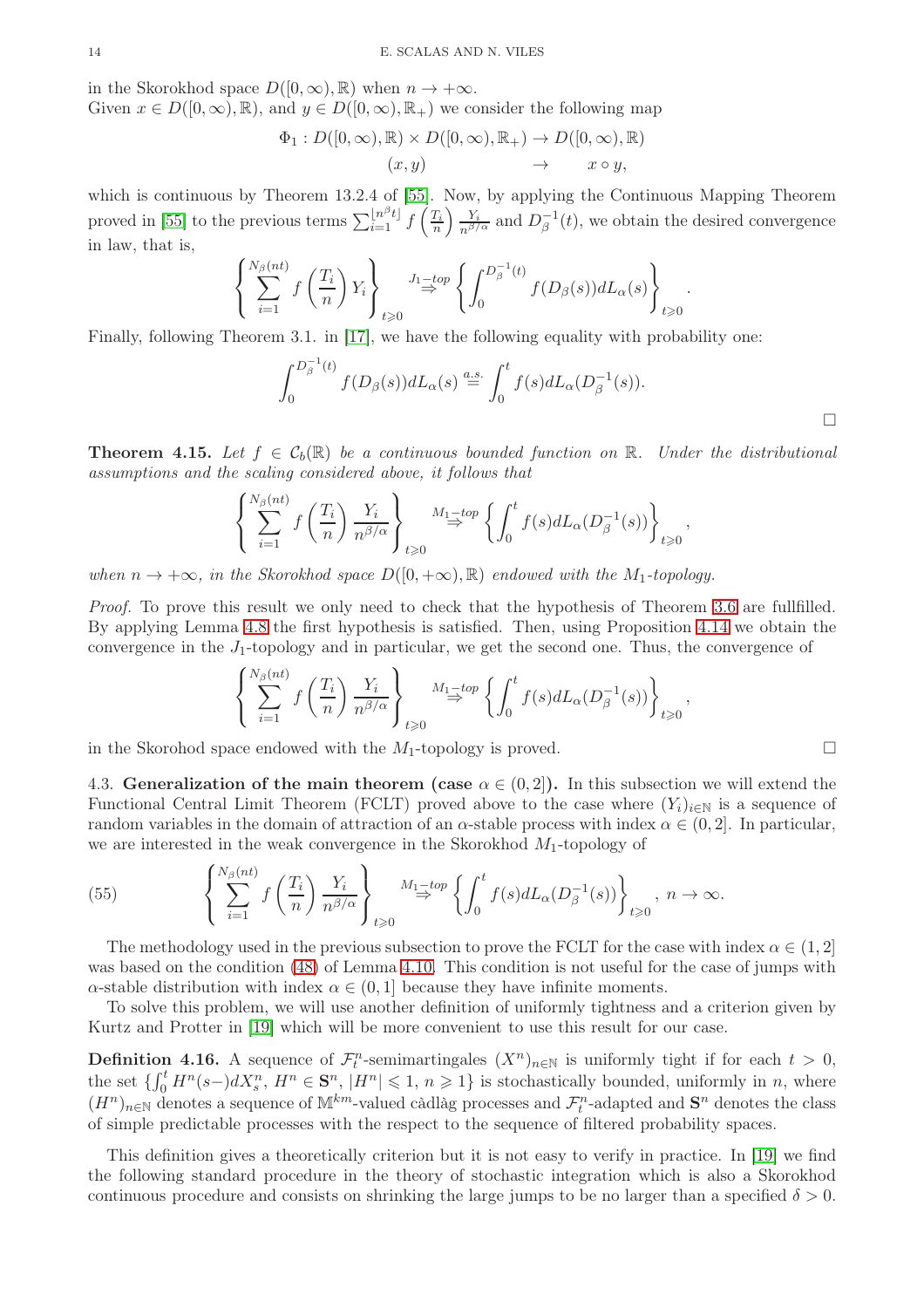in the Skorokhod space $D([0,\infty),\mathbb{R})$ when $n \to +\infty$.
Given $x \in D([0,\infty),\mathbb{R})$, and $y \in D([0,\infty),\mathbb{R}_+)$ we consider the following map

$$\Phi_1 : D([0,\infty),\mathbb{R}) \times D([0,\infty),\mathbb{R}_+) \to D([0,\infty),\mathbb{R})$$
$$(x,y) \qquad\qquad \to \qquad x \circ y,$$

which is continuous by Theorem 13.2.4 of [55]. Now, by applying the Continuous Mapping Theorem proved in [55] to the previous terms $\sum_{i=1}^{\lfloor n^\beta t \rfloor} f\left(\frac{T_i}{n}\right)\frac{Y_i}{n^{\beta/\alpha}}$ and $D_\beta^{-1}(t)$, we obtain the desired convergence in law, that is,

$$\left\{\sum_{i=1}^{N_\beta(nt)} f\left(\frac{T_i}{n}\right) Y_i\right\}_{t\geqslant 0} \overset{J_1-top}{\Rightarrow} \left\{\int_0^{D_\beta^{-1}(t)} f(D_\beta(s))dL_\alpha(s)\right\}_{t\geqslant 0}.$$

Finally, following Theorem 3.1. in [17], we have the following equality with probability one:

$$\int_0^{D_\beta^{-1}(t)} f(D_\beta(s))dL_\alpha(s) \overset{a.s.}{=} \int_0^t f(s)dL_\alpha(D_\beta^{-1}(s)).$$

□

**Theorem 4.15.** *Let $f \in \mathcal{C}_b(\mathbb{R})$ be a continuous bounded function on $\mathbb{R}$. Under the distributional assumptions and the scaling considered above, it follows that*

$$\left\{\sum_{i=1}^{N_\beta(nt)} f\left(\frac{T_i}{n}\right) \frac{Y_i}{n^{\beta/\alpha}}\right\}_{t\geqslant 0} \overset{M_1-top}{\Rightarrow} \left\{\int_0^t f(s)dL_\alpha(D_\beta^{-1}(s))\right\}_{t\geqslant 0},$$

*when $n \to +\infty$, in the Skorokhod space $D([0,+\infty),\mathbb{R})$ endowed with the $M_1$-topology.*

*Proof.* To prove this result we only need to check that the hypothesis of Theorem 3.6 are fullfilled. By applying Lemma 4.8 the first hypothesis is satisfied. Then, using Proposition 4.14 we obtain the convergence in the $J_1$-topology and in particular, we get the second one. Thus, the convergence of

$$\left\{\sum_{i=1}^{N_\beta(nt)} f\left(\frac{T_i}{n}\right) \frac{Y_i}{n^{\beta/\alpha}}\right\}_{t\geqslant 0} \overset{M_1-top}{\Rightarrow} \left\{\int_0^t f(s)dL_\alpha(D_\beta^{-1}(s))\right\}_{t\geqslant 0},$$

in the Skorohod space endowed with the $M_1$-topology is proved. □

4.3. **Generalization of the main theorem (case $\alpha \in (0,2]$).** In this subsection we will extend the Functional Central Limit Theorem (FCLT) proved above to the case where $(Y_i)_{i\in\mathbb{N}}$ is a sequence of random variables in the domain of attraction of an $\alpha$-stable process with index $\alpha \in (0,2]$. In particular, we are interested in the weak convergence in the Skorokhod $M_1$-topology of

$$\left\{\sum_{i=1}^{N_\beta(nt)} f\left(\frac{T_i}{n}\right) \frac{Y_i}{n^{\beta/\alpha}}\right\}_{t\geqslant 0} \overset{M_1-top}{\Rightarrow} \left\{\int_0^t f(s)dL_\alpha(D_\beta^{-1}(s))\right\}_{t\geqslant 0},\ n \to \infty. \tag{55}$$

The methodology used in the previous subsection to prove the FCLT for the case with index $\alpha \in (1,2]$ was based on the condition (48) of Lemma 4.10. This condition is not useful for the case of jumps with $\alpha$-stable distribution with index $\alpha \in (0,1]$ because they have infinite moments.

To solve this problem, we will use another definition of uniformly tightness and a criterion given by Kurtz and Protter in [19] which will be more convenient to use this result for our case.

**Definition 4.16.** A sequence of $\mathcal{F}_t^n$-semimartingales $(X^n)_{n\in\mathbb{N}}$ is uniformly tight if for each $t>0$, the set $\{\int_0^t H^n(s-)dX_s^n,\ H^n \in \mathbf{S}^n,\ |H^n| \leqslant 1,\ n \geqslant 1\}$ is stochastically bounded, uniformly in $n$, where $(H^n)_{n\in\mathbb{N}}$ denotes a sequence of $\mathbb{M}^{km}$-valued càdlàg processes and $\mathcal{F}_t^n$-adapted and $\mathbf{S}^n$ denotes the class of simple predictable processes with the respect to the sequence of filtered probability spaces.

This definition gives a theoretically criterion but it is not easy to verify in practice. In [19] we find the following standard procedure in the theory of stochastic integration which is also a Skorokhod continuous procedure and consists on shrinking the large jumps to be no larger than a specified $\delta > 0$.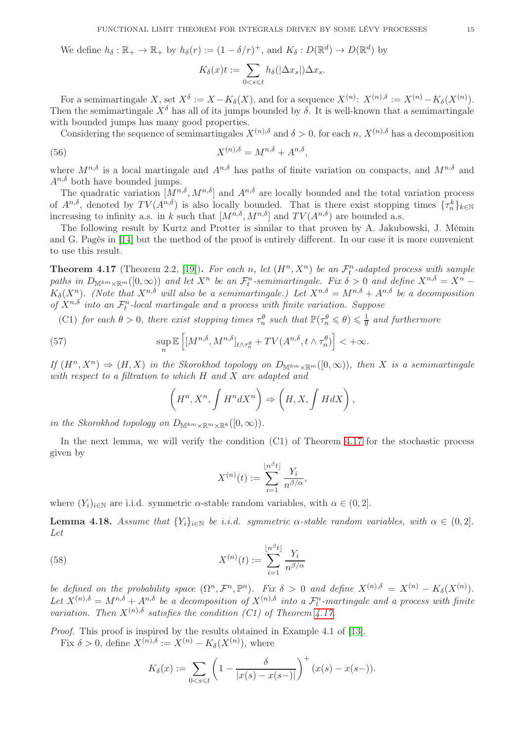We define $h_\delta : \mathbb{R}_+ \to \mathbb{R}_+$ by $h_\delta(r) := (1 - \delta/r)^+$, and $K_\delta : D(\mathbb{R}^d) \to D(\mathbb{R}^d)$ by

$$K_\delta(x)t := \sum_{0<s\leqslant t} h_\delta(|\Delta x_s|)\Delta x_s.$$

For a semimartingale $X$, set $X^\delta := X - K_\delta(X)$, and for a sequence $X^{(n)}$: $X^{(n),\delta} := X^{(n)} - K_\delta(X^{(n)})$. Then the semimartingale $X^\delta$ has all of its jumps bounded by $\delta$. It is well-known that a semimartingale with bounded jumps has many good properties.

Considering the sequence of semimartingales $X^{(n),\delta}$ and $\delta > 0$, for each $n$, $X^{(n),\delta}$ has a decomposition

$$X^{(n),\delta} = M^{n,\delta} + A^{n,\delta}, \tag{56}$$

where $M^{n,\delta}$ is a local martingale and $A^{n,\delta}$ has paths of finite variation on compacts, and $M^{n,\delta}$ and $A^{n,\delta}$ both have bounded jumps.

The quadratic variation $[M^{n,\delta}, M^{n,\delta}]$ and $A^{n,\delta}$ are locally bounded and the total variation process of $A^{n,\delta}$, denoted by $TV(A^{n,\delta})$ is also locally bounded. That is there exist stopping times $\{\tau_n^k\}_{k\in\mathbb{N}}$ increasing to infinity a.s. in $k$ such that $[M^{n,\delta}, M^{n,\delta}]$ and $TV(A^{n,\delta})$ are bounded a.s.

The following result by Kurtz and Protter is similar to that proven by A. Jakubowski, J. Mémin and G. Pagès in [14] but the method of the proof is entirely different. In our case it is more convenient to use this result.

**Theorem 4.17** (Theorem 2.2, [19])**.** *For each $n$, let $(H^n, X^n)$ be an $\mathcal{F}_t^n$-adapted process with sample paths in $D_{\mathbb{M}^{km}\times\mathbb{R}^m}([0,\infty))$ and let $X^n$ be an $\mathcal{F}_t^n$-semimartingale. Fix $\delta > 0$ and define $X^{n,\delta} = X^n - K_\delta(X^n)$. (Note that $X^{n,\delta}$ will also be a semimartingale.) Let $X^{n,\delta} = M^{n,\delta} + A^{n,\delta}$ be a decomposition of $X^{n,\delta}$ into a $\mathcal{F}_t^n$-local martingale and a process with finite variation. Suppose*

(C1) *for each $\theta > 0$, there exist stopping times $\tau_n^\theta$ such that $\mathbb{P}(\tau_n^\theta \leqslant \theta) \leqslant \frac{1}{\theta}$ and furthermore*

$$\sup_n \mathbb{E}\left[[M^{n,\delta}, M^{n,\delta}]_{t\wedge\tau_n^\theta} + TV(A^{n,\delta}, t\wedge\tau_n^\theta)\right] < +\infty. \tag{57}$$

*If $(H^n, X^n) \Rightarrow (H, X)$ in the Skorokhod topology on $D_{\mathbb{M}^{km}\times\mathbb{R}^m}([0,\infty))$, then $X$ is a semimartingale with respect to a filtration to which $H$ and $X$ are adapted and*

$$\left(H^n, X^n, \int H^n dX^n\right) \Rightarrow \left(H, X, \int H dX\right),$$

*in the Skorokhod topology on $D_{\mathbb{M}^{km}\times\mathbb{R}^m\times\mathbb{R}^k}([0,\infty))$.*

In the next lemma, we will verify the condition (C1) of Theorem 4.17 for the stochastic process given by

$$X^{(n)}(t) := \sum_{i=1}^{\lfloor n^\beta t\rfloor} \frac{Y_i}{n^{\beta/\alpha}},$$

where $(Y_i)_{i\in\mathbb{N}}$ are i.i.d. symmetric $\alpha$-stable random variables, with $\alpha \in (0, 2]$.

**Lemma 4.18.** *Assume that $\{Y_i\}_{i\in\mathbb{N}}$ be i.i.d. symmetric $\alpha$-stable random variables, with $\alpha \in (0, 2]$. Let*

$$X^{(n)}(t) := \sum_{i=1}^{\lfloor n^\beta t\rfloor} \frac{Y_i}{n^{\beta/\alpha}} \tag{58}$$

*be defined on the probability space $(\Omega^n, \mathcal{F}^n, \mathbb{P}^n)$. Fix $\delta > 0$ and define $X^{(n),\delta} = X^{(n)} - K_\delta(X^{(n)})$. Let $X^{(n),\delta} = M^{n,\delta} + A^{n,\delta}$ be a decomposition of $X^{(n),\delta}$ into a $\mathcal{F}_t^n$-martingale and a process with finite variation. Then $X^{(n),\delta}$ satisfies the condition (C1) of Theorem 4.17.*

*Proof.* This proof is inspired by the results obtained in Example 4.1 of [13].

Fix $\delta > 0$, define $X^{(n),\delta} := X^{(n)} - K_\delta(X^{(n)})$, where

$$K_\delta(x) := \sum_{0<s\leqslant t} \left(1 - \frac{\delta}{|x(s) - x(s-)|}\right)^+ (x(s) - x(s-)).$$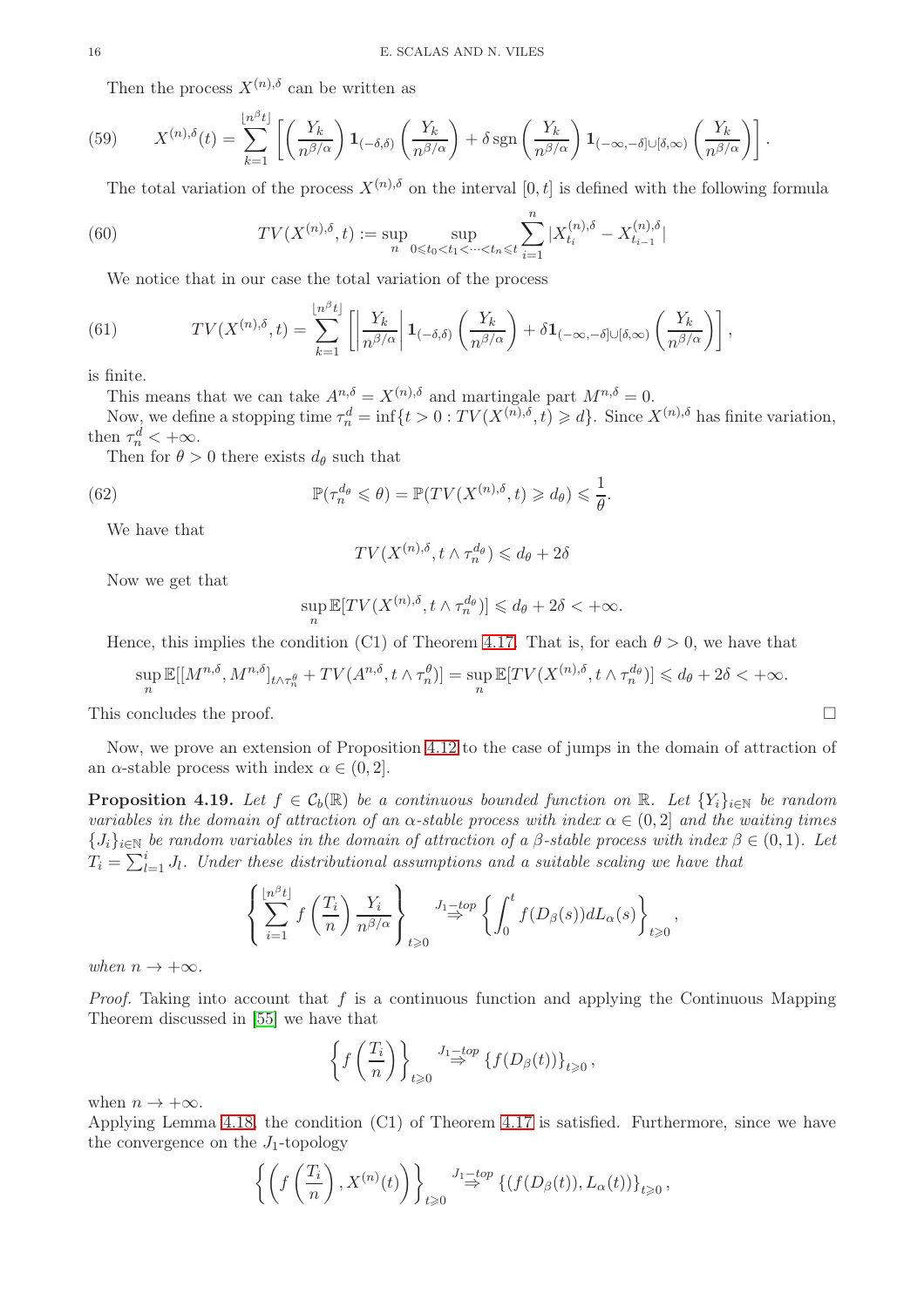Then the process $X^{(n),\delta}$ can be written as

$$
X^{(n),\delta}(t) = \sum_{k=1}^{\lfloor n^\beta t \rfloor} \left[ \left( \frac{Y_k}{n^{\beta/\alpha}} \right) \mathbf{1}_{(-\delta,\delta)} \left( \frac{Y_k}{n^{\beta/\alpha}} \right) + \delta \,\mathrm{sgn} \left( \frac{Y_k}{n^{\beta/\alpha}} \right) \mathbf{1}_{(-\infty,-\delta] \cup [\delta,\infty)} \left( \frac{Y_k}{n^{\beta/\alpha}} \right) \right]. \tag{59}
$$

The total variation of the process $X^{(n),\delta}$ on the interval $[0,t]$ is defined with the following formula

$$
TV(X^{(n),\delta}, t) := \sup_n \sup_{0 \leqslant t_0 < t_1 < \cdots < t_n \leqslant t} \sum_{i=1}^{n} |X^{(n),\delta}_{t_i} - X^{(n),\delta}_{t_{i-1}}| \tag{60}
$$

We notice that in our case the total variation of the process

$$
TV(X^{(n),\delta}, t) = \sum_{k=1}^{\lfloor n^\beta t \rfloor} \left[ \left| \frac{Y_k}{n^{\beta/\alpha}} \right| \mathbf{1}_{(-\delta,\delta)} \left( \frac{Y_k}{n^{\beta/\alpha}} \right) + \delta \mathbf{1}_{(-\infty,-\delta] \cup [\delta,\infty)} \left( \frac{Y_k}{n^{\beta/\alpha}} \right) \right], \tag{61}
$$

is finite.

This means that we can take $A^{n,\delta} = X^{(n),\delta}$ and martingale part $M^{n,\delta} = 0$.

Now, we define a stopping time $\tau_n^d = \inf\{t > 0 : TV(X^{(n),\delta}, t) \geqslant d\}$. Since $X^{(n),\delta}$ has finite variation, then $\tau_n^d < +\infty$.

Then for $\theta > 0$ there exists $d_\theta$ such that

$$
\mathbb{P}(\tau_n^{d_\theta} \leqslant \theta) = \mathbb{P}(TV(X^{(n),\delta}, t) \geqslant d_\theta) \leqslant \frac{1}{\theta}. \tag{62}
$$

We have that

$$
TV(X^{(n),\delta}, t \wedge \tau_n^{d_\theta}) \leqslant d_\theta + 2\delta
$$

Now we get that

$$
\sup_n \mathbb{E}[TV(X^{(n),\delta}, t \wedge \tau_n^{d_\theta})] \leqslant d_\theta + 2\delta < +\infty.
$$

Hence, this implies the condition (C1) of Theorem 4.17. That is, for each $\theta > 0$, we have that

$$
\sup_n \mathbb{E}[[M^{n,\delta}, M^{n,\delta}]_{t \wedge \tau_n^\theta} + TV(A^{n,\delta}, t \wedge \tau_n^\theta)] = \sup_n \mathbb{E}[TV(X^{(n),\delta}, t \wedge \tau_n^{d_\theta})] \leqslant d_\theta + 2\delta < +\infty.
$$

This concludes the proof. □

Now, we prove an extension of Proposition 4.12 to the case of jumps in the domain of attraction of an $\alpha$-stable process with index $\alpha \in (0,2]$.

**Proposition 4.19.** *Let $f \in \mathcal{C}_b(\mathbb{R})$ be a continuous bounded function on $\mathbb{R}$. Let $\{Y_i\}_{i\in\mathbb{N}}$ be random variables in the domain of attraction of an $\alpha$-stable process with index $\alpha \in (0,2]$ and the waiting times $\{J_i\}_{i\in\mathbb{N}}$ be random variables in the domain of attraction of a $\beta$-stable process with index $\beta \in (0,1)$. Let $T_i = \sum_{l=1}^{i} J_l$. Under these distributional assumptions and a suitable scaling we have that*

$$
\left\{ \sum_{i=1}^{\lfloor n^\beta t \rfloor} f\left(\frac{T_i}{n}\right) \frac{Y_i}{n^{\beta/\alpha}} \right\}_{t\geqslant 0} \overset{J_1\text{-top}}{\Rightarrow} \left\{ \int_0^t f(D_\beta(s)) dL_\alpha(s) \right\}_{t \geqslant 0},
$$

*when $n \to +\infty$.*

*Proof.* Taking into account that $f$ is a continuous function and applying the Continuous Mapping Theorem discussed in [55] we have that

$$
\left\{ f\left(\frac{T_i}{n}\right) \right\}_{t\geqslant 0} \overset{J_1\text{-top}}{\Rightarrow} \{f(D_\beta(t))\}_{t\geqslant 0},
$$

when $n \to +\infty$.

Applying Lemma 4.18, the condition (C1) of Theorem 4.17 is satisfied. Furthermore, since we have the convergence on the $J_1$-topology

$$
\left\{ \left( f\left(\frac{T_i}{n}\right), X^{(n)}(t) \right) \right\}_{t\geqslant 0} \overset{J_1\text{-top}}{\Rightarrow} \{(f(D_\beta(t)), L_\alpha(t))\}_{t\geqslant 0},
$$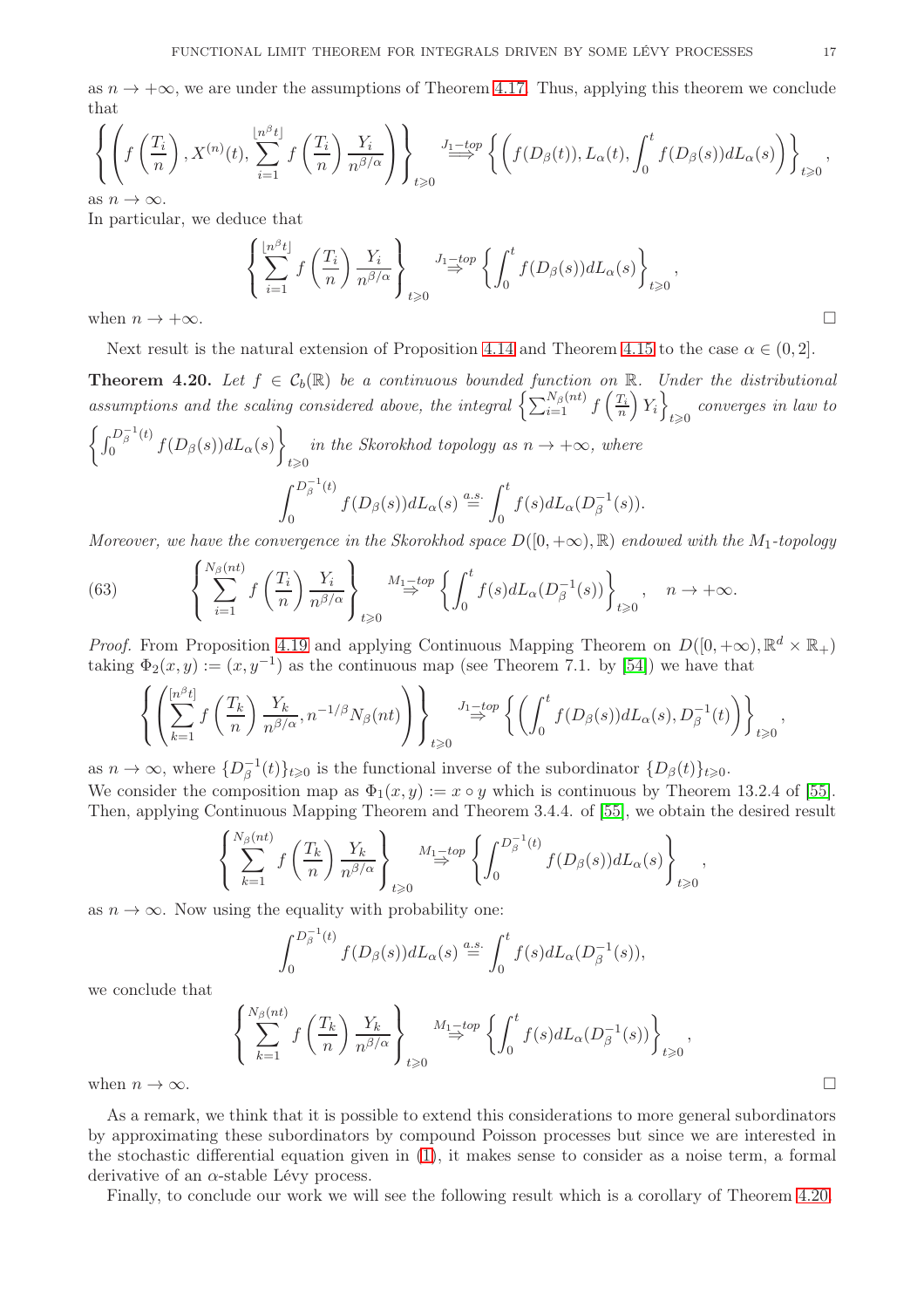as $n \to +\infty$, we are under the assumptions of Theorem 4.17. Thus, applying this theorem we conclude that

$$\left\{ \left( f\left(\frac{T_i}{n}\right), X^{(n)}(t), \sum_{i=1}^{\lfloor n^\beta t \rfloor} f\left(\frac{T_i}{n}\right) \frac{Y_i}{n^{\beta/\alpha}} \right) \right\}_{t \geqslant 0} \overset{J_1-top}{\Longrightarrow} \left\{ \left( f(D_\beta(t)), L_\alpha(t), \int_0^t f(D_\beta(s)) dL_\alpha(s) \right) \right\}_{t \geqslant 0},$$

as $n \to \infty$.

In particular, we deduce that

$$\left\{ \sum_{i=1}^{\lfloor n^\beta t \rfloor} f\left(\frac{T_i}{n}\right) \frac{Y_i}{n^{\beta/\alpha}} \right\}_{t \geqslant 0} \overset{J_1-top}{\Rightarrow} \left\{ \int_0^t f(D_\beta(s)) dL_\alpha(s) \right\}_{t \geqslant 0},$$

when $n \to +\infty$. □

Next result is the natural extension of Proposition 4.14 and Theorem 4.15 to the case $\alpha \in (0, 2]$.

**Theorem 4.20.** *Let $f \in \mathcal{C}_b(\mathbb{R})$ be a continuous bounded function on $\mathbb{R}$. Under the distributional assumptions and the scaling considered above, the integral $\left\{ \sum_{i=1}^{N_\beta(nt)} f\left(\frac{T_i}{n}\right) Y_i \right\}_{t \geqslant 0}$ converges in law to $\left\{ \int_0^{D_\beta^{-1}(t)} f(D_\beta(s)) dL_\alpha(s) \right\}_{t \geqslant 0}$ in the Skorokhod topology as $n \to +\infty$, where*

$$\int_0^{D_\beta^{-1}(t)} f(D_\beta(s)) dL_\alpha(s) \overset{a.s.}{=} \int_0^t f(s) dL_\alpha(D_\beta^{-1}(s)).$$

*Moreover, we have the convergence in the Skorokhod space $D([0, +\infty), \mathbb{R})$ endowed with the $M_1$-topology*

$$\left\{ \sum_{i=1}^{N_\beta(nt)} f\left(\frac{T_i}{n}\right) \frac{Y_i}{n^{\beta/\alpha}} \right\}_{t \geqslant 0} \overset{M_1-top}{\Rightarrow} \left\{ \int_0^t f(s) dL_\alpha(D_\beta^{-1}(s)) \right\}_{t \geqslant 0}, \quad n \to +\infty. \tag{63}$$

*Proof.* From Proposition 4.19 and applying Continuous Mapping Theorem on $D([0, +\infty), \mathbb{R}^d \times \mathbb{R}_+)$ taking $\Phi_2(x, y) := (x, y^{-1})$ as the continuous map (see Theorem 7.1. by [54]) we have that

$$\left\{ \left( \sum_{k=1}^{[n^\beta t]} f\left(\frac{T_k}{n}\right) \frac{Y_k}{n^{\beta/\alpha}}, n^{-1/\beta} N_\beta(nt) \right) \right\}_{t \geqslant 0} \overset{J_1-top}{\Rightarrow} \left\{ \left( \int_0^t f(D_\beta(s)) dL_\alpha(s), D_\beta^{-1}(t) \right) \right\}_{t \geqslant 0},$$

as $n \to \infty$, where $\{D_\beta^{-1}(t)\}_{t \geqslant 0}$ is the functional inverse of the subordinator $\{D_\beta(t)\}_{t \geqslant 0}$.
We consider the composition map as $\Phi_1(x, y) := x \circ y$ which is continuous by Theorem 13.2.4 of [55]. Then, applying Continuous Mapping Theorem and Theorem 3.4.4. of [55], we obtain the desired result

$$\left\{ \sum_{k=1}^{N_\beta(nt)} f\left(\frac{T_k}{n}\right) \frac{Y_k}{n^{\beta/\alpha}} \right\}_{t \geqslant 0} \overset{M_1-top}{\Rightarrow} \left\{ \int_0^{D_\beta^{-1}(t)} f(D_\beta(s)) dL_\alpha(s) \right\}_{t \geqslant 0},$$

as $n \to \infty$. Now using the equality with probability one:

$$\int_0^{D_\beta^{-1}(t)} f(D_\beta(s)) dL_\alpha(s) \overset{a.s.}{=} \int_0^t f(s) dL_\alpha(D_\beta^{-1}(s)),$$

we conclude that

$$\left\{ \sum_{k=1}^{N_\beta(nt)} f\left(\frac{T_k}{n}\right) \frac{Y_k}{n^{\beta/\alpha}} \right\}_{t \geqslant 0} \overset{M_1-top}{\Rightarrow} \left\{ \int_0^t f(s) dL_\alpha(D_\beta^{-1}(s)) \right\}_{t \geqslant 0},$$

when $n \to \infty$. □

As a remark, we think that it is possible to extend this considerations to more general subordinators by approximating these subordinators by compound Poisson processes but since we are interested in the stochastic differential equation given in (1), it makes sense to consider as a noise term, a formal derivative of an $\alpha$-stable Lévy process.

Finally, to conclude our work we will see the following result which is a corollary of Theorem 4.20.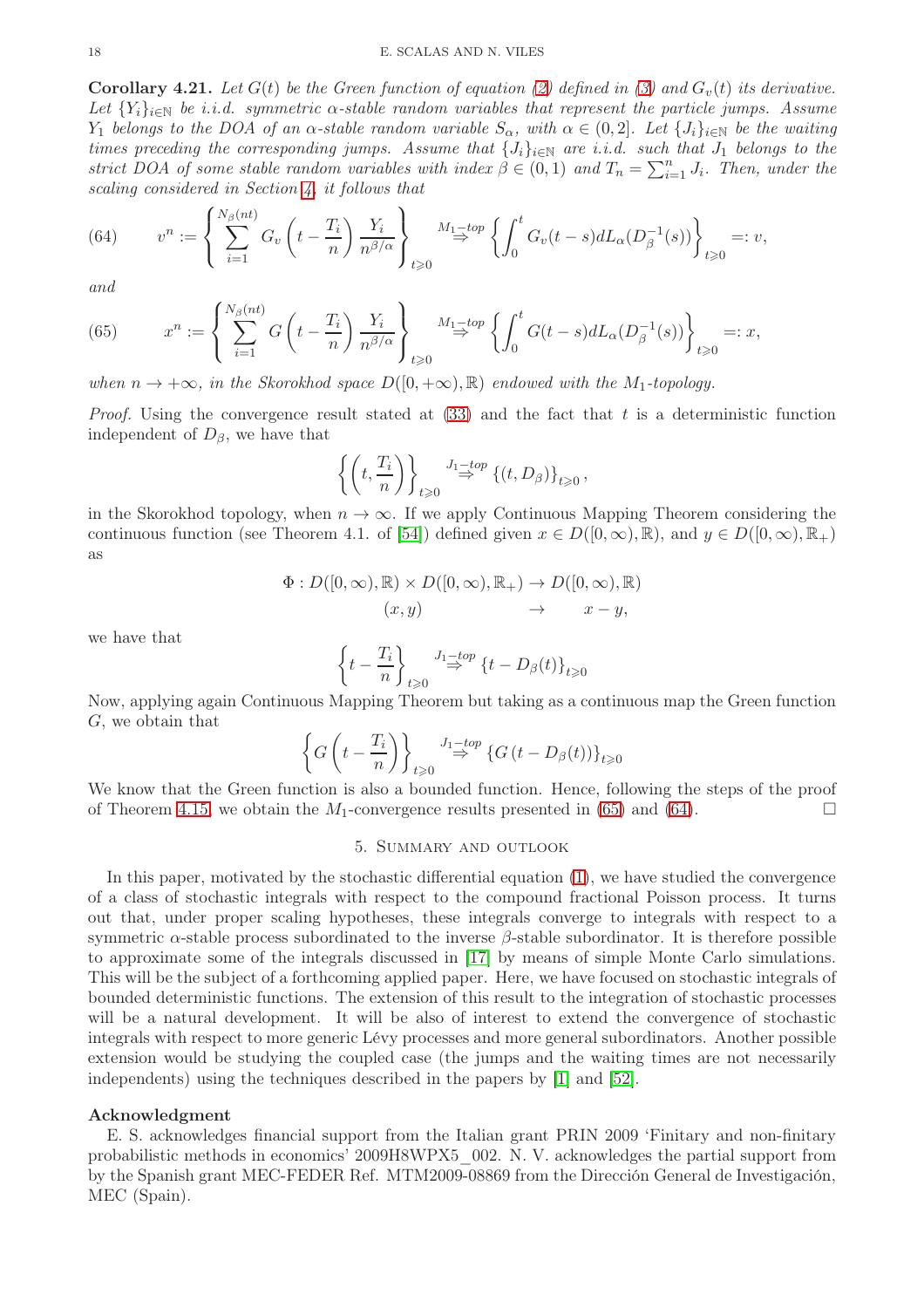**Corollary 4.21.** *Let $G(t)$ be the Green function of equation (2) defined in (3) and $G_v(t)$ its derivative. Let $\{Y_i\}_{i\in\mathbb{N}}$ be i.i.d. symmetric $\alpha$-stable random variables that represent the particle jumps. Assume $Y_1$ belongs to the DOA of an $\alpha$-stable random variable $S_\alpha$, with $\alpha \in (0,2]$. Let $\{J_i\}_{i\in\mathbb{N}}$ be the waiting times preceding the corresponding jumps. Assume that $\{J_i\}_{i\in\mathbb{N}}$ are i.i.d. such that $J_1$ belongs to the strict DOA of some stable random variables with index $\beta \in (0,1)$ and $T_n = \sum_{i=1}^n J_i$. Then, under the scaling considered in Section 4, it follows that*

$$v^n := \left\{ \sum_{i=1}^{N_\beta(nt)} G_v\left(t - \frac{T_i}{n}\right) \frac{Y_i}{n^{\beta/\alpha}} \right\}_{t\geqslant 0} \overset{M_1-top}{\Rightarrow} \left\{ \int_0^t G_v(t-s) dL_\alpha(D_\beta^{-1}(s)) \right\}_{t\geqslant 0} =: v, \tag{64}$$

*and*

$$x^n := \left\{ \sum_{i=1}^{N_\beta(nt)} G\left(t - \frac{T_i}{n}\right) \frac{Y_i}{n^{\beta/\alpha}} \right\}_{t\geqslant 0} \overset{M_1-top}{\Rightarrow} \left\{ \int_0^t G(t-s) dL_\alpha(D_\beta^{-1}(s)) \right\}_{t\geqslant 0} =: x, \tag{65}$$

*when $n \to +\infty$, in the Skorokhod space $D([0,+\infty),\mathbb{R})$ endowed with the $M_1$-topology.*

*Proof.* Using the convergence result stated at (33) and the fact that $t$ is a deterministic function independent of $D_\beta$, we have that

$$\left\{ \left(t, \frac{T_i}{n}\right) \right\}_{t\geqslant 0} \overset{J_1-top}{\Rightarrow} \{(t, D_\beta)\}_{t\geqslant 0},$$

in the Skorokhod topology, when $n \to \infty$. If we apply Continuous Mapping Theorem considering the continuous function (see Theorem 4.1. of [54]) defined given $x \in D([0,\infty),\mathbb{R})$, and $y \in D([0,\infty),\mathbb{R}_+)$ as

$$\begin{aligned} \Phi : D([0,\infty),\mathbb{R}) \times D([0,\infty),\mathbb{R}_+) &\to D([0,\infty),\mathbb{R}) \\ (x,y) \qquad\qquad &\to \qquad x - y, \end{aligned}$$

we have that

$$\left\{ t - \frac{T_i}{n} \right\}_{t\geqslant 0} \overset{J_1-top}{\Rightarrow} \{t - D_\beta(t)\}_{t\geqslant 0}$$

Now, applying again Continuous Mapping Theorem but taking as a continuous map the Green function $G$, we obtain that

$$\left\{ G\left(t - \frac{T_i}{n}\right) \right\}_{t\geqslant 0} \overset{J_1-top}{\Rightarrow} \{G(t - D_\beta(t))\}_{t\geqslant 0}$$

We know that the Green function is also a bounded function. Hence, following the steps of the proof of Theorem 4.15, we obtain the $M_1$-convergence results presented in (65) and (64). □

## 5. Summary and outlook

In this paper, motivated by the stochastic differential equation (1), we have studied the convergence of a class of stochastic integrals with respect to the compound fractional Poisson process. It turns out that, under proper scaling hypotheses, these integrals converge to integrals with respect to a symmetric $\alpha$-stable process subordinated to the inverse $\beta$-stable subordinator. It is therefore possible to approximate some of the integrals discussed in [17] by means of simple Monte Carlo simulations. This will be the subject of a forthcoming applied paper. Here, we have focused on stochastic integrals of bounded deterministic functions. The extension of this result to the integration of stochastic processes will be a natural development. It will be also of interest to extend the convergence of stochastic integrals with respect to more generic Lévy processes and more general subordinators. Another possible extension would be studying the coupled case (the jumps and the waiting times are not necessarily independents) using the techniques described in the papers by [1] and [52].

### Acknowledgment

E. S. acknowledges financial support from the Italian grant PRIN 2009 'Finitary and non-finitary probabilistic methods in economics' 2009H8WPX5_002. N. V. acknowledges the partial support from by the Spanish grant MEC-FEDER Ref. MTM2009-08869 from the Dirección General de Investigación, MEC (Spain).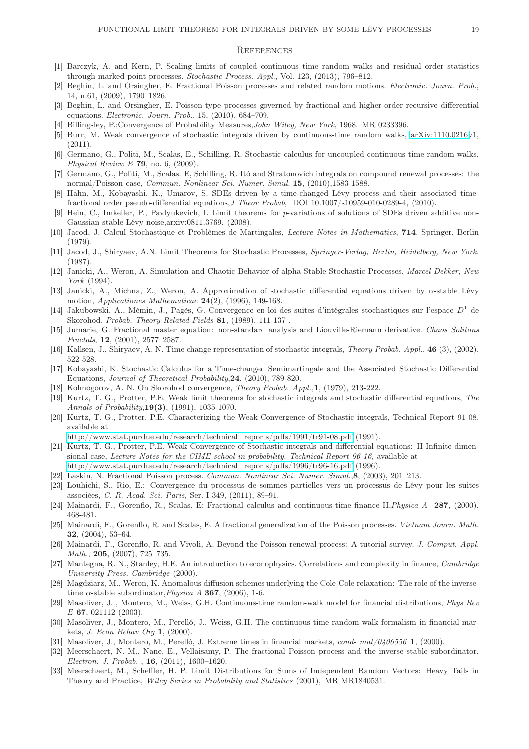## References

[1] Barczyk, A. and Kern, P. Scaling limits of coupled continuous time random walks and residual order statistics through marked point processes. *Stochastic Process. Appl.*, Vol. 123, (2013), 796–812.

[2] Beghin, L. and Orsingher, E. Fractional Poisson processes and related random motions. *Electronic. Journ. Prob.*, 14, n.61, (2009), 1790–1826.

[3] Beghin, L. and Orsingher, E. Poisson-type processes governed by fractional and higher-order recursive differential equations. *Electronic. Journ. Prob.*, 15, (2010), 684–709.

[4] Billingsley, P.:Convergence of Probability Measures,*John Wiley, New York,* 1968. MR 0233396.

[5] Burr, M. Weak convergence of stochastic integrals driven by continuous-time random walks, arXiv:1110.0216v1, (2011).

[6] Germano, G., Politi, M., Scalas, E., Schilling, R. Stochastic calculus for uncoupled continuous-time random walks, *Physical Review E* **79**, no. 6, (2009).

[7] Germano, G., Politi, M., Scalas. E, Schilling, R. Itô and Stratonovich integrals on compound renewal processes: the normal/Poisson case, *Commun. Nonlinear Sci. Numer. Simul.* **15**, (2010),1583-1588.

[8] Hahn, M., Kobayashi, K., Umarov, S. SDEs driven by a time-changed Lévy process and their associated time-fractional order pseudo-differential equations,*J Theor Probab*, DOI 10.1007/s10959-010-0289-4, (2010).

[9] Hein, C., Imkeller, P., Pavlyukevich, I. Limit theorems for $p$-variations of solutions of SDEs driven additive non-Gaussian stable Lévy noise,arxiv:0811.3769, (2008).

[10] Jacod, J. Calcul Stochastique et Problêmes de Martingales, *Lecture Notes in Mathematics*, **714**. Springer, Berlin (1979).

[11] Jacod, J., Shiryaev, A.N. Limit Theorems for Stochastic Processes, *Springer-Verlag, Berlin, Heidelberg, New York.* (1987).

[12] Janicki, A., Weron, A. Simulation and Chaotic Behavior of alpha-Stable Stochastic Processes, *Marcel Dekker, New York* (1994).

[13] Janicki, A., Michna, Z., Weron, A. Approximation of stochastic differential equations driven by $\alpha$-stable Lévy motion, *Applicationes Mathematicae* **24**(2), (1996), 149-168.

[14] Jakubowski, A., Mémin, J., Pagès, G. Convergence en loi des suites d'intégrales stochastiques sur l'espace $D^1$ de Skorohod, *Probab. Theory Related Fields* **81**, (1989), 111-137 .

[15] Jumarie, G. Fractional master equation: non-standard analysis and Liouville-Riemann derivative. *Chaos Solitons Fractals*, **12**, (2001), 2577–2587.

[16] Kallsen, J., Shiryaev, A. N. Time change representation of stochastic integrals, *Theory Probab. Appl.*, **46** (3), (2002), 522-528.

[17] Kobayashi, K. Stochastic Calculus for a Time-changed Semimartingale and the Associated Stochastic Differential Equations, *Journal of Theoretical Probability*,**24**, (2010), 789-820.

[18] Kolmogorov, A. N. On Skorohod convergence, *Theory Probab. Appl.*,**1**, (1979), 213-222.

[19] Kurtz, T. G., Protter, P.E. Weak limit theorems for stochastic integrals and stochastic differential equations, *The Annals of Probability*,**19(3)**, (1991), 1035-1070.

[20] Kurtz, T. G., Protter, P.E. Characterizing the Weak Convergence of Stochastic integrals, Technical Report 91-08, available at http://www.stat.purdue.edu/research/technical_reports/pdfs/1991/tr91-08.pdf (1991).

[21] Kurtz, T. G., Protter, P.E. Weak Convergence of Stochastic integrals and differential equations: II Infinite dimensional case, *Lecture Notes for the CIME school in probability. Technical Report 96-16,* available at http://www.stat.purdue.edu/research/technical_reports/pdfs/1996/tr96-16.pdf (1996).

[22] Laskin, N. Fractional Poisson process. *Commun. Nonlinear Sci. Numer. Simul.*,**8**, (2003), 201–213.

[23] Louhichi, S., Rio, E.: Convergence du processus de sommes partielles vers un processus de Lévy pour les suites associées, *C. R. Acad. Sci. Paris,* Ser. I 349, (2011), 89–91.

[24] Mainardi, F., Gorenflo, R., Scalas, E: Fractional calculus and continuous-time finance II,*Physica A* **287**, (2000), 468-481.

[25] Mainardi, F., Gorenflo, R. and Scalas, E. A fractional generalization of the Poisson processes. *Vietnam Journ. Math.* **32**, (2004), 53–64.

[26] Mainardi, F., Gorenflo, R. and Vivoli, A. Beyond the Poisson renewal process: A tutorial survey. *J. Comput. Appl. Math.*, **205**, (2007), 725–735.

[27] Mantegna, R. N., Stanley, H.E. An introduction to econophysics. Correlations and complexity in finance, *Cambridge University Press, Cambridge* (2000).

[28] Magdziarz, M., Weron, K. Anomalous diffusion schemes underlying the Cole-Cole relaxation: The role of the inverse-time $\alpha$-stable subordinator,*Physica A* **367**, (2006), 1-6.

[29] Masoliver, J. , Montero, M., Weiss, G.H. Continuous-time random-walk model for financial distributions, *Phys Rev E* **67**, 021112 (2003).

[30] Masoliver, J., Montero, M., Perelló, J., Weiss, G.H. The continuous-time random-walk formalism in financial markets, *J. Econ Behav Org* **1**, (2000).

[31] Masoliver, J., Montero, M., Perelló, J. Extreme times in financial markets, *cond- mat/0406556* **1**, (2000).

[32] Meerschaert, N. M., Nane, E., Vellaisamy, P. The fractional Poisson process and the inverse stable subordinator, *Electron. J. Probab.* , **16**, (2011), 1600–1620.

[33] Meerschaert, M., Scheffler, H. P. Limit Distributions for Sums of Independent Random Vectors: Heavy Tails in Theory and Practice, *Wiley Series in Probability and Statistics* (2001), MR MR1840531.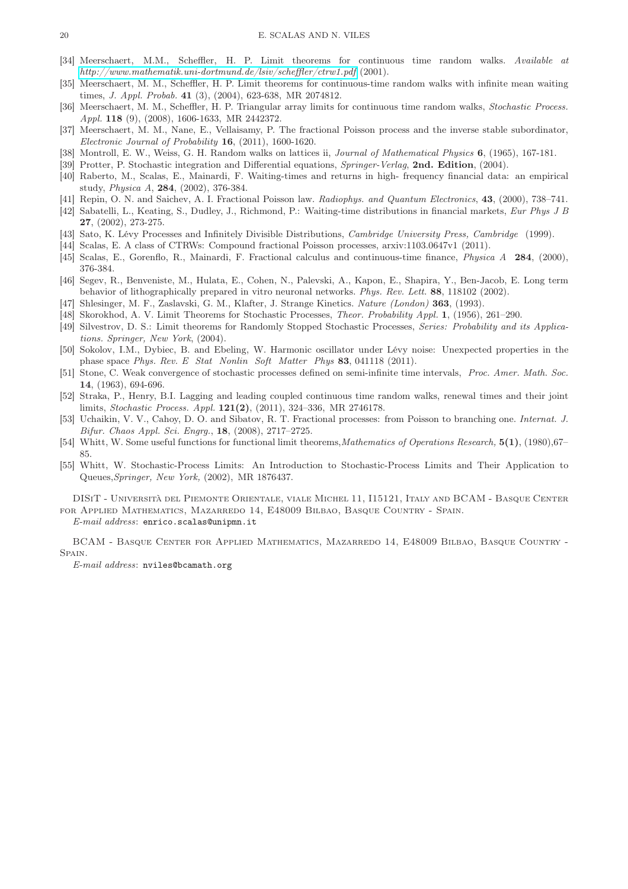[34] Meerschaert, M.M., Scheffler, H. P. Limit theorems for continuous time random walks. *Available at http://www.mathematik.uni-dortmund.de/lsiv/scheffler/ctrw1.pdf* (2001).

[35] Meerschaert, M. M., Scheffler, H. P. Limit theorems for continuous-time random walks with infinite mean waiting times, *J. Appl. Probab.* **41** (3), (2004), 623-638, MR 2074812.

[36] Meerschaert, M. M., Scheffler, H. P. Triangular array limits for continuous time random walks, *Stochastic Process. Appl.* **118** (9), (2008), 1606-1633, MR 2442372.

[37] Meerschaert, M. M., Nane, E., Vellaisamy, P. The fractional Poisson process and the inverse stable subordinator, *Electronic Journal of Probability* **16**, (2011), 1600-1620.

[38] Montroll, E. W., Weiss, G. H. Random walks on lattices ii, *Journal of Mathematical Physics* **6**, (1965), 167-181.

[39] Protter, P. Stochastic integration and Differential equations, *Springer-Verlag*, **2nd. Edition**, (2004).

[40] Raberto, M., Scalas, E., Mainardi, F. Waiting-times and returns in high- frequency financial data: an empirical study, *Physica A*, **284**, (2002), 376-384.

[41] Repin, O. N. and Saichev, A. I. Fractional Poisson law. *Radiophys. and Quantum Electronics*, **43**, (2000), 738–741.

[42] Sabatelli, L., Keating, S., Dudley, J., Richmond, P.: Waiting-time distributions in financial markets, *Eur Phys J B* **27**, (2002), 273-275.

[43] Sato, K. Lévy Processes and Infinitely Divisible Distributions, *Cambridge University Press, Cambridge* (1999).

[44] Scalas, E. A class of CTRWs: Compound fractional Poisson processes, arxiv:1103.0647v1 (2011).

[45] Scalas, E., Gorenflo, R., Mainardi, F. Fractional calculus and continuous-time finance, *Physica A* **284**, (2000), 376-384.

[46] Segev, R., Benveniste, M., Hulata, E., Cohen, N., Palevski, A., Kapon, E., Shapira, Y., Ben-Jacob, E. Long term behavior of lithographically prepared in vitro neuronal networks. *Phys. Rev. Lett.* **88**, 118102 (2002).

[47] Shlesinger, M. F., Zaslavski, G. M., Klafter, J. Strange Kinetics. *Nature (London)* **363**, (1993).

[48] Skorokhod, A. V. Limit Theorems for Stochastic Processes, *Theor. Probability Appl.* **1**, (1956), 261–290.

[49] Silvestrov, D. S.: Limit theorems for Randomly Stopped Stochastic Processes, *Series: Probability and its Applications. Springer, New York*, (2004).

[50] Sokolov, I.M., Dybiec, B. and Ebeling, W. Harmonic oscillator under Lévy noise: Unexpected properties in the phase space *Phys. Rev. E Stat Nonlin Soft Matter Phys* **83**, 041118 (2011).

[51] Stone, C. Weak convergence of stochastic processes defined on semi-infinite time intervals, *Proc. Amer. Math. Soc.* **14**, (1963), 694-696.

[52] Straka, P., Henry, B.I. Lagging and leading coupled continuous time random walks, renewal times and their joint limits, *Stochastic Process. Appl.* **121(2)**, (2011), 324–336, MR 2746178.

[53] Uchaikin, V. V., Cahoy, D. O. and Sibatov, R. T. Fractional processes: from Poisson to branching one. *Internat. J. Bifur. Chaos Appl. Sci. Engrg.*, **18**, (2008), 2717–2725.

[54] Whitt, W. Some useful functions for functional limit theorems,*Mathematics of Operations Research,* **5(1)**, (1980),67–85.

[55] Whitt, W. Stochastic-Process Limits: An Introduction to Stochastic-Process Limits and Their Application to Queues,*Springer, New York,* (2002), MR 1876437.

DISiT - Università del Piemonte Orientale, viale Michel 11, I15121, Italy and BCAM - Basque Center for Applied Mathematics, Mazarredo 14, E48009 Bilbao, Basque Country - Spain.

*E-mail address*: enrico.scalas@unipmn.it

BCAM - Basque Center for Applied Mathematics, Mazarredo 14, E48009 Bilbao, Basque Country - Spain.

*E-mail address*: nviles@bcamath.org